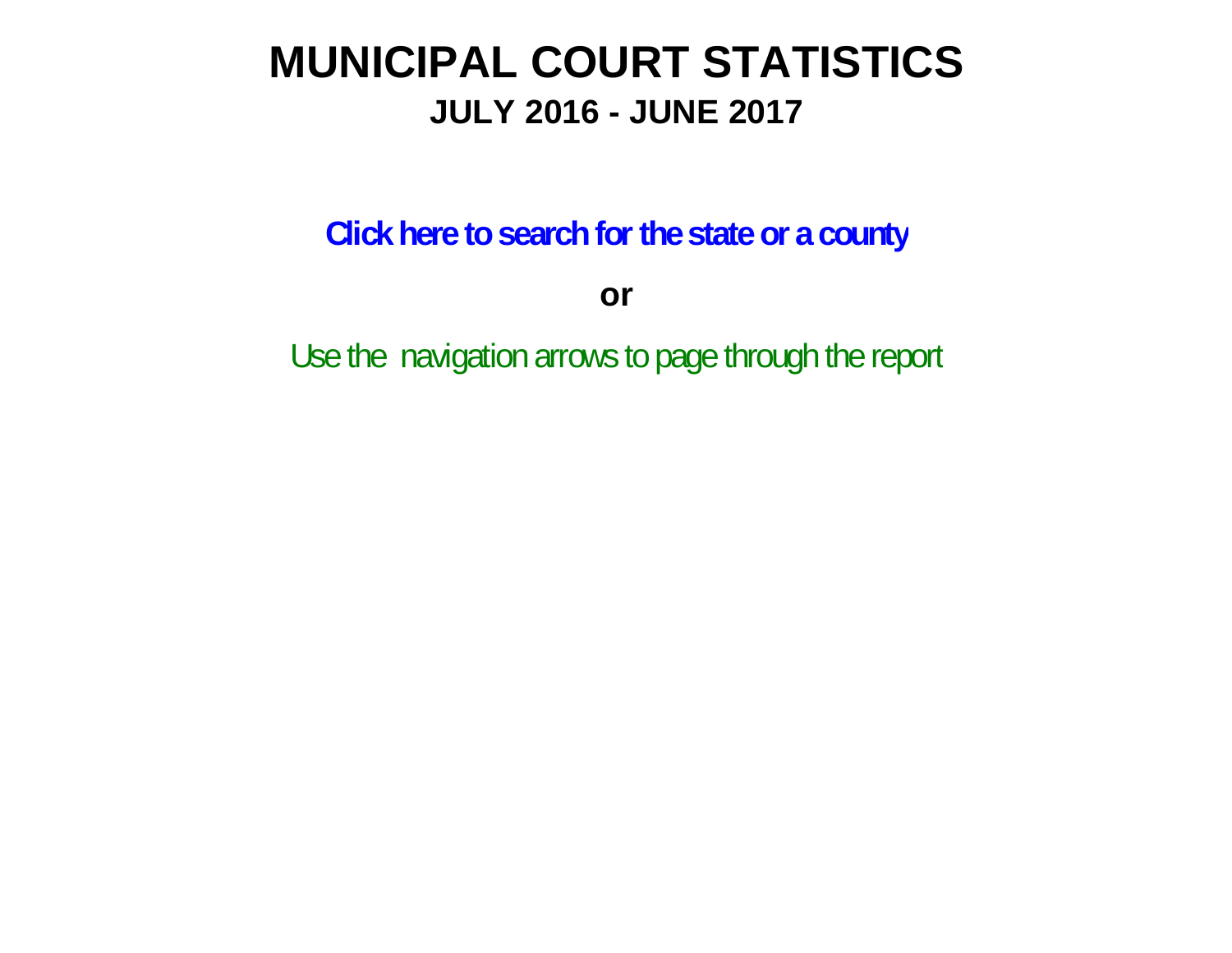# MUNICIPAL COURT STATISTICS

## JULY 2016 - JUNE 2017

**Click here to search for the state or a county**

**or**

Use the navigation arrows to page through the report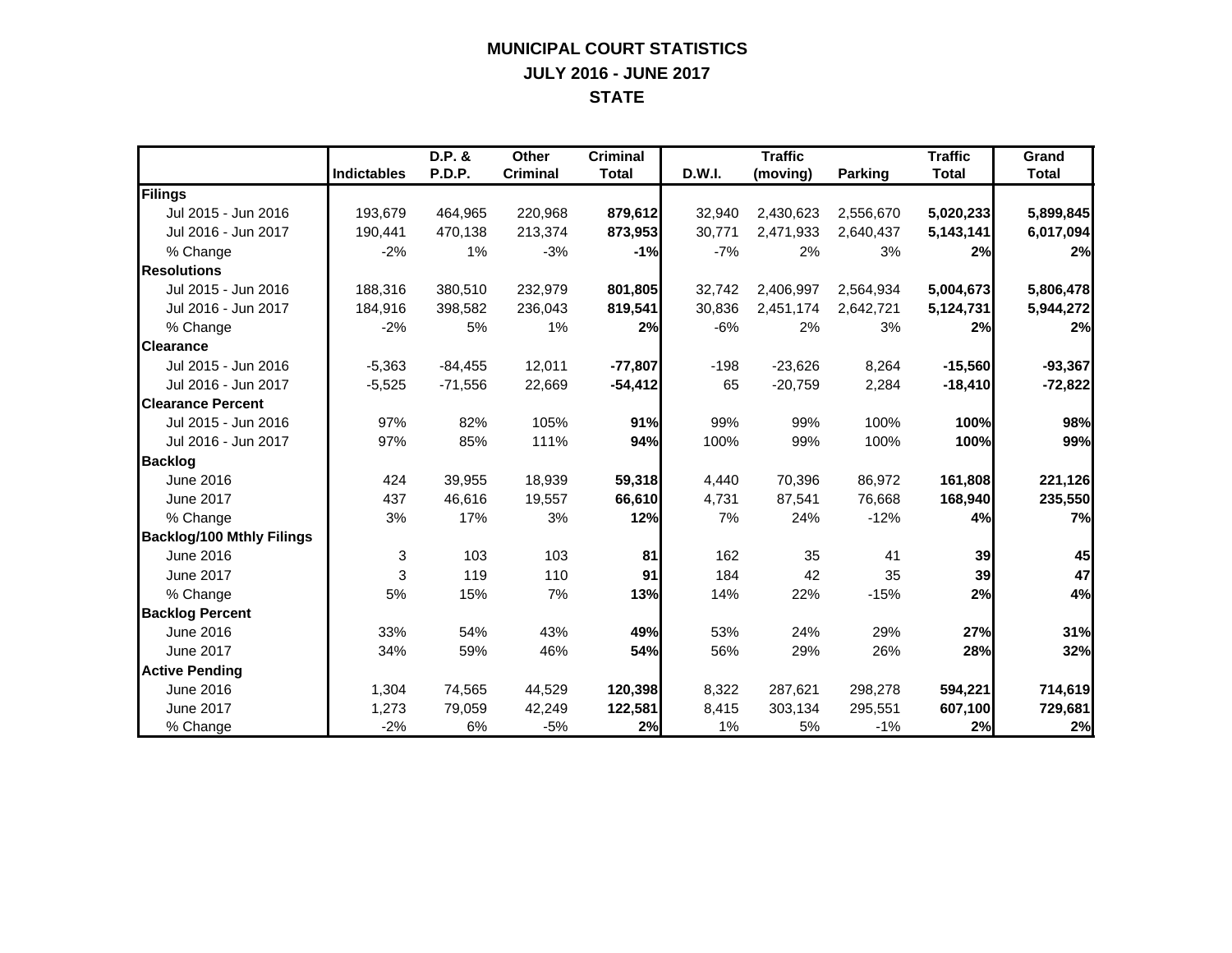# MUNICIPAL COURT STATISTICS
## JULY 2016 - JUNE 2017
## STATE

| | Indictables | D.P. & P.D.P. | Other Criminal | Criminal Total | D.W.I. | Traffic (moving) | Parking | Traffic Total | Grand Total |
|---|---|---|---|---|---|---|---|---|---|
| **Filings** | | | | | | | | | |
| Jul 2015 - Jun 2016 | 193,679 | 464,965 | 220,968 | **879,612** | 32,940 | 2,430,623 | 2,556,670 | **5,020,233** | **5,899,845** |
| Jul 2016 - Jun 2017 | 190,441 | 470,138 | 213,374 | **873,953** | 30,771 | 2,471,933 | 2,640,437 | **5,143,141** | **6,017,094** |
| % Change | -2% | 1% | -3% | **-1%** | -7% | 2% | 3% | **2%** | **2%** |
| **Resolutions** | | | | | | | | | |
| Jul 2015 - Jun 2016 | 188,316 | 380,510 | 232,979 | **801,805** | 32,742 | 2,406,997 | 2,564,934 | **5,004,673** | **5,806,478** |
| Jul 2016 - Jun 2017 | 184,916 | 398,582 | 236,043 | **819,541** | 30,836 | 2,451,174 | 2,642,721 | **5,124,731** | **5,944,272** |
| % Change | -2% | 5% | 1% | **2%** | -6% | 2% | 3% | **2%** | **2%** |
| **Clearance** | | | | | | | | | |
| Jul 2015 - Jun 2016 | -5,363 | -84,455 | 12,011 | **-77,807** | -198 | -23,626 | 8,264 | **-15,560** | **-93,367** |
| Jul 2016 - Jun 2017 | -5,525 | -71,556 | 22,669 | **-54,412** | 65 | -20,759 | 2,284 | **-18,410** | **-72,822** |
| **Clearance Percent** | | | | | | | | | |
| Jul 2015 - Jun 2016 | 97% | 82% | 105% | **91%** | 99% | 99% | 100% | **100%** | **98%** |
| Jul 2016 - Jun 2017 | 97% | 85% | 111% | **94%** | 100% | 99% | 100% | **100%** | **99%** |
| **Backlog** | | | | | | | | | |
| June 2016 | 424 | 39,955 | 18,939 | **59,318** | 4,440 | 70,396 | 86,972 | **161,808** | **221,126** |
| June 2017 | 437 | 46,616 | 19,557 | **66,610** | 4,731 | 87,541 | 76,668 | **168,940** | **235,550** |
| % Change | 3% | 17% | 3% | **12%** | 7% | 24% | -12% | **4%** | **7%** |
| **Backlog/100 Mthly Filings** | | | | | | | | | |
| June 2016 | 3 | 103 | 103 | **81** | 162 | 35 | 41 | **39** | **45** |
| June 2017 | 3 | 119 | 110 | **91** | 184 | 42 | 35 | **39** | **47** |
| % Change | 5% | 15% | 7% | **13%** | 14% | 22% | -15% | **2%** | **4%** |
| **Backlog Percent** | | | | | | | | | |
| June 2016 | 33% | 54% | 43% | **49%** | 53% | 24% | 29% | **27%** | **31%** |
| June 2017 | 34% | 59% | 46% | **54%** | 56% | 29% | 26% | **28%** | **32%** |
| **Active Pending** | | | | | | | | | |
| June 2016 | 1,304 | 74,565 | 44,529 | **120,398** | 8,322 | 287,621 | 298,278 | **594,221** | **714,619** |
| June 2017 | 1,273 | 79,059 | 42,249 | **122,581** | 8,415 | 303,134 | 295,551 | **607,100** | **729,681** |
| % Change | -2% | 6% | -5% | **2%** | 1% | 5% | -1% | **2%** | **2%** |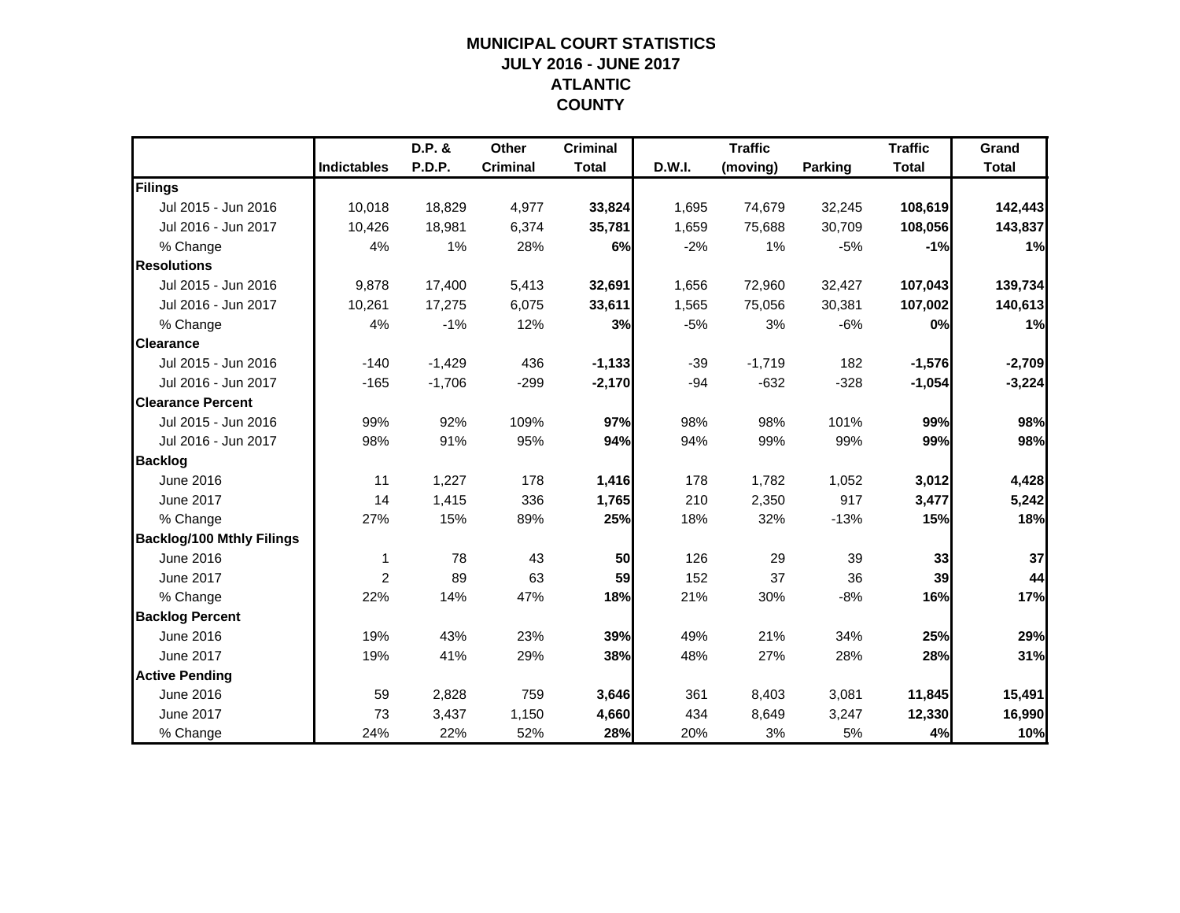# MUNICIPAL COURT STATISTICS
## JULY 2016 - JUNE 2017
## ATLANTIC
## COUNTY

| | Indictables | D.P. & P.D.P. | Other Criminal | Criminal Total | D.W.I. | Traffic (moving) | Parking | Traffic Total | Grand Total |
|---|---|---|---|---|---|---|---|---|---|
| **Filings** | | | | | | | | | |
| Jul 2015 - Jun 2016 | 10,018 | 18,829 | 4,977 | **33,824** | 1,695 | 74,679 | 32,245 | **108,619** | **142,443** |
| Jul 2016 - Jun 2017 | 10,426 | 18,981 | 6,374 | **35,781** | 1,659 | 75,688 | 30,709 | **108,056** | **143,837** |
| % Change | 4% | 1% | 28% | **6%** | -2% | 1% | -5% | **-1%** | **1%** |
| **Resolutions** | | | | | | | | | |
| Jul 2015 - Jun 2016 | 9,878 | 17,400 | 5,413 | **32,691** | 1,656 | 72,960 | 32,427 | **107,043** | **139,734** |
| Jul 2016 - Jun 2017 | 10,261 | 17,275 | 6,075 | **33,611** | 1,565 | 75,056 | 30,381 | **107,002** | **140,613** |
| % Change | 4% | -1% | 12% | **3%** | -5% | 3% | -6% | **0%** | **1%** |
| **Clearance** | | | | | | | | | |
| Jul 2015 - Jun 2016 | -140 | -1,429 | 436 | **-1,133** | -39 | -1,719 | 182 | **-1,576** | **-2,709** |
| Jul 2016 - Jun 2017 | -165 | -1,706 | -299 | **-2,170** | -94 | -632 | -328 | **-1,054** | **-3,224** |
| **Clearance Percent** | | | | | | | | | |
| Jul 2015 - Jun 2016 | 99% | 92% | 109% | **97%** | 98% | 98% | 101% | **99%** | **98%** |
| Jul 2016 - Jun 2017 | 98% | 91% | 95% | **94%** | 94% | 99% | 99% | **99%** | **98%** |
| **Backlog** | | | | | | | | | |
| June 2016 | 11 | 1,227 | 178 | **1,416** | 178 | 1,782 | 1,052 | **3,012** | **4,428** |
| June 2017 | 14 | 1,415 | 336 | **1,765** | 210 | 2,350 | 917 | **3,477** | **5,242** |
| % Change | 27% | 15% | 89% | **25%** | 18% | 32% | -13% | **15%** | **18%** |
| **Backlog/100 Mthly Filings** | | | | | | | | | |
| June 2016 | 1 | 78 | 43 | **50** | 126 | 29 | 39 | **33** | **37** |
| June 2017 | 2 | 89 | 63 | **59** | 152 | 37 | 36 | **39** | **44** |
| % Change | 22% | 14% | 47% | **18%** | 21% | 30% | -8% | **16%** | **17%** |
| **Backlog Percent** | | | | | | | | | |
| June 2016 | 19% | 43% | 23% | **39%** | 49% | 21% | 34% | **25%** | **29%** |
| June 2017 | 19% | 41% | 29% | **38%** | 48% | 27% | 28% | **28%** | **31%** |
| **Active Pending** | | | | | | | | | |
| June 2016 | 59 | 2,828 | 759 | **3,646** | 361 | 8,403 | 3,081 | **11,845** | **15,491** |
| June 2017 | 73 | 3,437 | 1,150 | **4,660** | 434 | 8,649 | 3,247 | **12,330** | **16,990** |
| % Change | 24% | 22% | 52% | **28%** | 20% | 3% | 5% | **4%** | **10%** |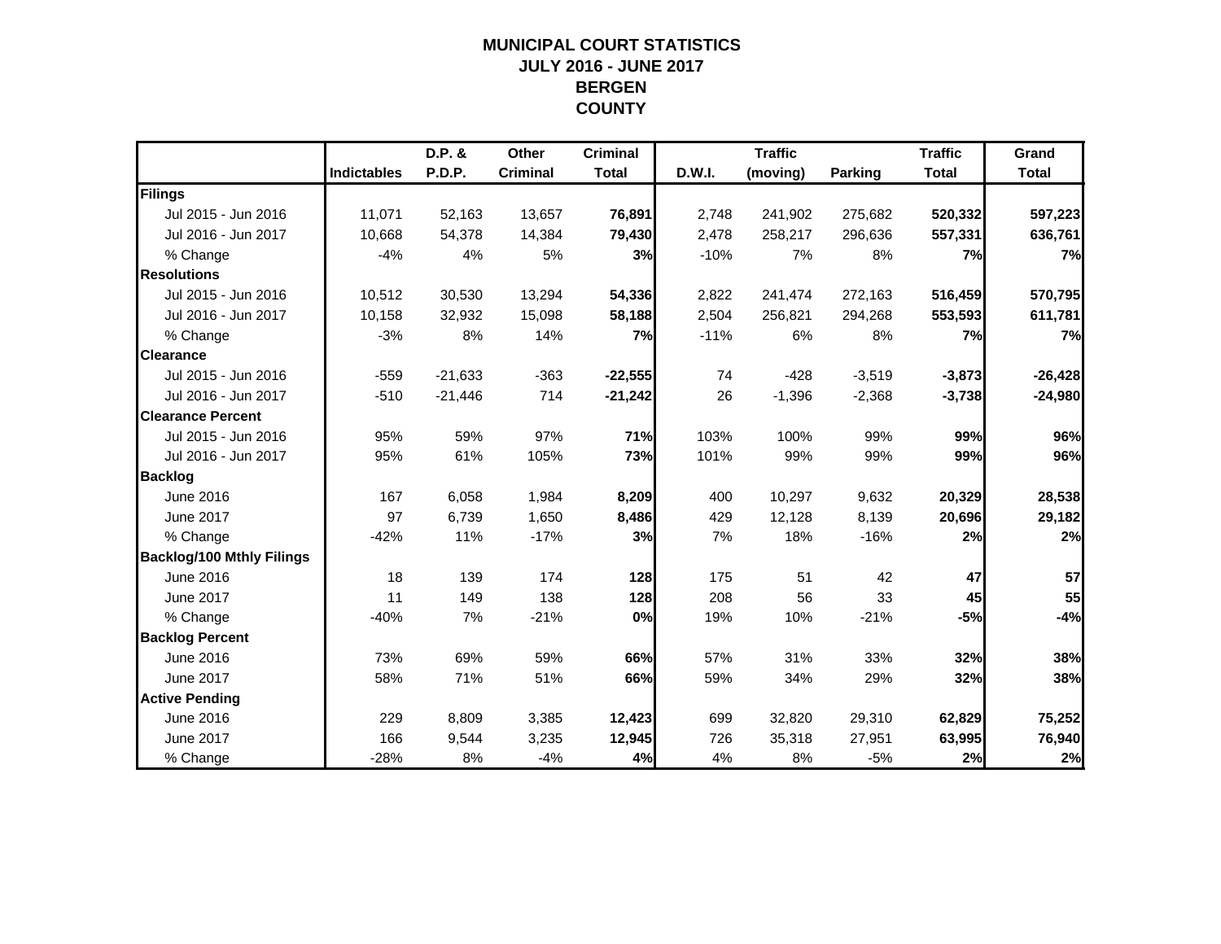# MUNICIPAL COURT STATISTICS
## JULY 2016 - JUNE 2017
## BERGEN COUNTY

| | Indictables | D.P. & P.D.P. | Other Criminal | Criminal Total | D.W.I. | Traffic (moving) | Parking | Traffic Total | Grand Total |
|---|---|---|---|---|---|---|---|---|---|
| **Filings** | | | | | | | | | |
| Jul 2015 - Jun 2016 | 11,071 | 52,163 | 13,657 | **76,891** | 2,748 | 241,902 | 275,682 | **520,332** | **597,223** |
| Jul 2016 - Jun 2017 | 10,668 | 54,378 | 14,384 | **79,430** | 2,478 | 258,217 | 296,636 | **557,331** | **636,761** |
| % Change | -4% | 4% | 5% | **3%** | -10% | 7% | 8% | **7%** | **7%** |
| **Resolutions** | | | | | | | | | |
| Jul 2015 - Jun 2016 | 10,512 | 30,530 | 13,294 | **54,336** | 2,822 | 241,474 | 272,163 | **516,459** | **570,795** |
| Jul 2016 - Jun 2017 | 10,158 | 32,932 | 15,098 | **58,188** | 2,504 | 256,821 | 294,268 | **553,593** | **611,781** |
| % Change | -3% | 8% | 14% | **7%** | -11% | 6% | 8% | **7%** | **7%** |
| **Clearance** | | | | | | | | | |
| Jul 2015 - Jun 2016 | -559 | -21,633 | -363 | **-22,555** | 74 | -428 | -3,519 | **-3,873** | **-26,428** |
| Jul 2016 - Jun 2017 | -510 | -21,446 | 714 | **-21,242** | 26 | -1,396 | -2,368 | **-3,738** | **-24,980** |
| **Clearance Percent** | | | | | | | | | |
| Jul 2015 - Jun 2016 | 95% | 59% | 97% | **71%** | 103% | 100% | 99% | **99%** | **96%** |
| Jul 2016 - Jun 2017 | 95% | 61% | 105% | **73%** | 101% | 99% | 99% | **99%** | **96%** |
| **Backlog** | | | | | | | | | |
| June 2016 | 167 | 6,058 | 1,984 | **8,209** | 400 | 10,297 | 9,632 | **20,329** | **28,538** |
| June 2017 | 97 | 6,739 | 1,650 | **8,486** | 429 | 12,128 | 8,139 | **20,696** | **29,182** |
| % Change | -42% | 11% | -17% | **3%** | 7% | 18% | -16% | **2%** | **2%** |
| **Backlog/100 Mthly Filings** | | | | | | | | | |
| June 2016 | 18 | 139 | 174 | **128** | 175 | 51 | 42 | **47** | **57** |
| June 2017 | 11 | 149 | 138 | **128** | 208 | 56 | 33 | **45** | **55** |
| % Change | -40% | 7% | -21% | **0%** | 19% | 10% | -21% | **-5%** | **-4%** |
| **Backlog Percent** | | | | | | | | | |
| June 2016 | 73% | 69% | 59% | **66%** | 57% | 31% | 33% | **32%** | **38%** |
| June 2017 | 58% | 71% | 51% | **66%** | 59% | 34% | 29% | **32%** | **38%** |
| **Active Pending** | | | | | | | | | |
| June 2016 | 229 | 8,809 | 3,385 | **12,423** | 699 | 32,820 | 29,310 | **62,829** | **75,252** |
| June 2017 | 166 | 9,544 | 3,235 | **12,945** | 726 | 35,318 | 27,951 | **63,995** | **76,940** |
| % Change | -28% | 8% | -4% | **4%** | 4% | 8% | -5% | **2%** | **2%** |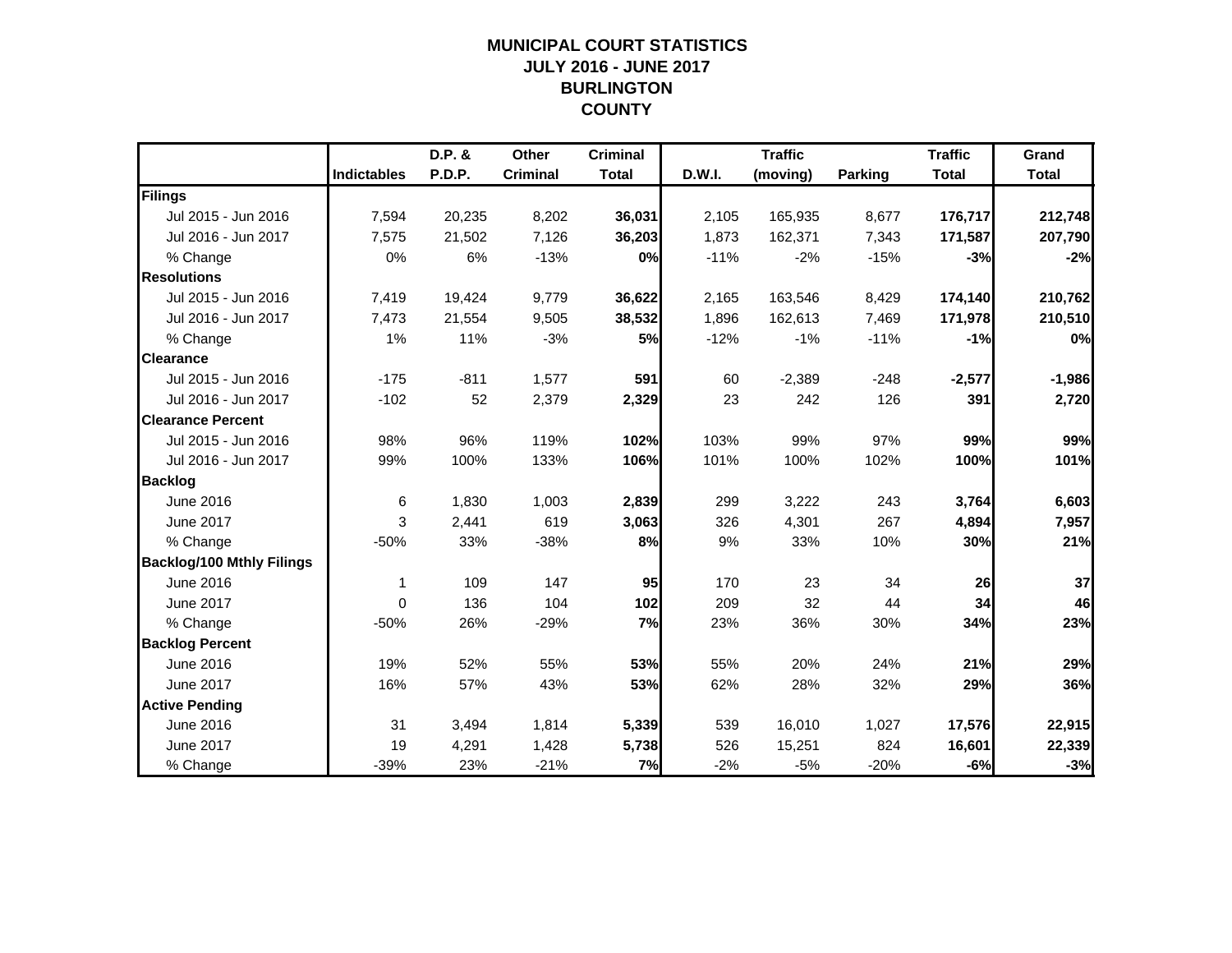# MUNICIPAL COURT STATISTICS
## JULY 2016 - JUNE 2017
## BURLINGTON
## COUNTY

| | Indictables | D.P. & P.D.P. | Other Criminal | Criminal Total | D.W.I. | Traffic (moving) | Parking | Traffic Total | Grand Total |
|---|---|---|---|---|---|---|---|---|---|
| **Filings** | | | | | | | | | |
| Jul 2015 - Jun 2016 | 7,594 | 20,235 | 8,202 | **36,031** | 2,105 | 165,935 | 8,677 | **176,717** | **212,748** |
| Jul 2016 - Jun 2017 | 7,575 | 21,502 | 7,126 | **36,203** | 1,873 | 162,371 | 7,343 | **171,587** | **207,790** |
| % Change | 0% | 6% | -13% | **0%** | -11% | -2% | -15% | **-3%** | **-2%** |
| **Resolutions** | | | | | | | | | |
| Jul 2015 - Jun 2016 | 7,419 | 19,424 | 9,779 | **36,622** | 2,165 | 163,546 | 8,429 | **174,140** | **210,762** |
| Jul 2016 - Jun 2017 | 7,473 | 21,554 | 9,505 | **38,532** | 1,896 | 162,613 | 7,469 | **171,978** | **210,510** |
| % Change | 1% | 11% | -3% | **5%** | -12% | -1% | -11% | **-1%** | **0%** |
| **Clearance** | | | | | | | | | |
| Jul 2015 - Jun 2016 | -175 | -811 | 1,577 | **591** | 60 | -2,389 | -248 | **-2,577** | **-1,986** |
| Jul 2016 - Jun 2017 | -102 | 52 | 2,379 | **2,329** | 23 | 242 | 126 | **391** | **2,720** |
| **Clearance Percent** | | | | | | | | | |
| Jul 2015 - Jun 2016 | 98% | 96% | 119% | **102%** | 103% | 99% | 97% | **99%** | **99%** |
| Jul 2016 - Jun 2017 | 99% | 100% | 133% | **106%** | 101% | 100% | 102% | **100%** | **101%** |
| **Backlog** | | | | | | | | | |
| June 2016 | 6 | 1,830 | 1,003 | **2,839** | 299 | 3,222 | 243 | **3,764** | **6,603** |
| June 2017 | 3 | 2,441 | 619 | **3,063** | 326 | 4,301 | 267 | **4,894** | **7,957** |
| % Change | -50% | 33% | -38% | **8%** | 9% | 33% | 10% | **30%** | **21%** |
| **Backlog/100 Mthly Filings** | | | | | | | | | |
| June 2016 | 1 | 109 | 147 | **95** | 170 | 23 | 34 | **26** | **37** |
| June 2017 | 0 | 136 | 104 | **102** | 209 | 32 | 44 | **34** | **46** |
| % Change | -50% | 26% | -29% | **7%** | 23% | 36% | 30% | **34%** | **23%** |
| **Backlog Percent** | | | | | | | | | |
| June 2016 | 19% | 52% | 55% | **53%** | 55% | 20% | 24% | **21%** | **29%** |
| June 2017 | 16% | 57% | 43% | **53%** | 62% | 28% | 32% | **29%** | **36%** |
| **Active Pending** | | | | | | | | | |
| June 2016 | 31 | 3,494 | 1,814 | **5,339** | 539 | 16,010 | 1,027 | **17,576** | **22,915** |
| June 2017 | 19 | 4,291 | 1,428 | **5,738** | 526 | 15,251 | 824 | **16,601** | **22,339** |
| % Change | -39% | 23% | -21% | **7%** | -2% | -5% | -20% | **-6%** | **-3%** |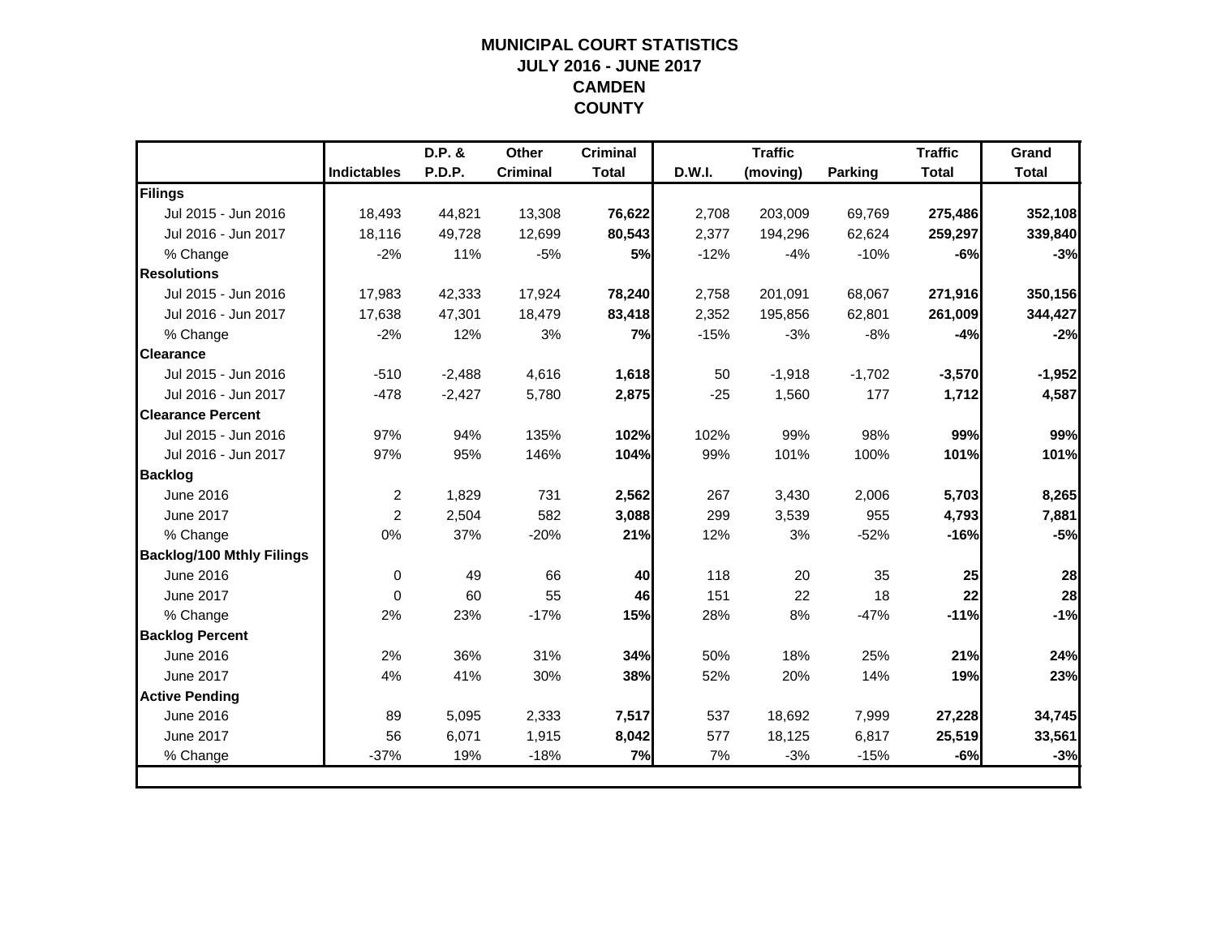# MUNICIPAL COURT STATISTICS
## JULY 2016 - JUNE 2017
## CAMDEN
## COUNTY

| | Indictables | D.P. & P.D.P. | Other Criminal | Criminal Total | D.W.I. | Traffic (moving) | Parking | Traffic Total | Grand Total |
|---|---|---|---|---|---|---|---|---|---|
| **Filings** | | | | | | | | | |
| Jul 2015 - Jun 2016 | 18,493 | 44,821 | 13,308 | **76,622** | 2,708 | 203,009 | 69,769 | **275,486** | **352,108** |
| Jul 2016 - Jun 2017 | 18,116 | 49,728 | 12,699 | **80,543** | 2,377 | 194,296 | 62,624 | **259,297** | **339,840** |
| % Change | -2% | 11% | -5% | **5%** | -12% | -4% | -10% | **-6%** | **-3%** |
| **Resolutions** | | | | | | | | | |
| Jul 2015 - Jun 2016 | 17,983 | 42,333 | 17,924 | **78,240** | 2,758 | 201,091 | 68,067 | **271,916** | **350,156** |
| Jul 2016 - Jun 2017 | 17,638 | 47,301 | 18,479 | **83,418** | 2,352 | 195,856 | 62,801 | **261,009** | **344,427** |
| % Change | -2% | 12% | 3% | **7%** | -15% | -3% | -8% | **-4%** | **-2%** |
| **Clearance** | | | | | | | | | |
| Jul 2015 - Jun 2016 | -510 | -2,488 | 4,616 | **1,618** | 50 | -1,918 | -1,702 | **-3,570** | **-1,952** |
| Jul 2016 - Jun 2017 | -478 | -2,427 | 5,780 | **2,875** | -25 | 1,560 | 177 | **1,712** | **4,587** |
| **Clearance Percent** | | | | | | | | | |
| Jul 2015 - Jun 2016 | 97% | 94% | 135% | **102%** | 102% | 99% | 98% | **99%** | **99%** |
| Jul 2016 - Jun 2017 | 97% | 95% | 146% | **104%** | 99% | 101% | 100% | **101%** | **101%** |
| **Backlog** | | | | | | | | | |
| June 2016 | 2 | 1,829 | 731 | **2,562** | 267 | 3,430 | 2,006 | **5,703** | **8,265** |
| June 2017 | 2 | 2,504 | 582 | **3,088** | 299 | 3,539 | 955 | **4,793** | **7,881** |
| % Change | 0% | 37% | -20% | **21%** | 12% | 3% | -52% | **-16%** | **-5%** |
| **Backlog/100 Mthly Filings** | | | | | | | | | |
| June 2016 | 0 | 49 | 66 | **40** | 118 | 20 | 35 | **25** | **28** |
| June 2017 | 0 | 60 | 55 | **46** | 151 | 22 | 18 | **22** | **28** |
| % Change | 2% | 23% | -17% | **15%** | 28% | 8% | -47% | **-11%** | **-1%** |
| **Backlog Percent** | | | | | | | | | |
| June 2016 | 2% | 36% | 31% | **34%** | 50% | 18% | 25% | **21%** | **24%** |
| June 2017 | 4% | 41% | 30% | **38%** | 52% | 20% | 14% | **19%** | **23%** |
| **Active Pending** | | | | | | | | | |
| June 2016 | 89 | 5,095 | 2,333 | **7,517** | 537 | 18,692 | 7,999 | **27,228** | **34,745** |
| June 2017 | 56 | 6,071 | 1,915 | **8,042** | 577 | 18,125 | 6,817 | **25,519** | **33,561** |
| % Change | -37% | 19% | -18% | **7%** | 7% | -3% | -15% | **-6%** | **-3%** |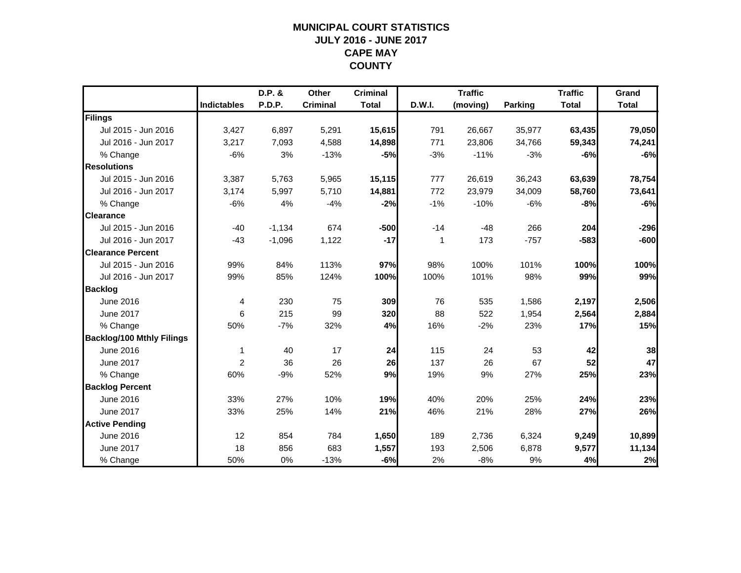# MUNICIPAL COURT STATISTICS
## JULY 2016 - JUNE 2017
## CAPE MAY
## COUNTY

| | Indictables | D.P. & P.D.P. | Other Criminal | Criminal Total | D.W.I. | Traffic (moving) | Parking | Traffic Total | Grand Total |
|---|---|---|---|---|---|---|---|---|---|
| **Filings** | | | | | | | | | |
| Jul 2015 - Jun 2016 | 3,427 | 6,897 | 5,291 | **15,615** | 791 | 26,667 | 35,977 | **63,435** | **79,050** |
| Jul 2016 - Jun 2017 | 3,217 | 7,093 | 4,588 | **14,898** | 771 | 23,806 | 34,766 | **59,343** | **74,241** |
| % Change | -6% | 3% | -13% | **-5%** | -3% | -11% | -3% | **-6%** | **-6%** |
| **Resolutions** | | | | | | | | | |
| Jul 2015 - Jun 2016 | 3,387 | 5,763 | 5,965 | **15,115** | 777 | 26,619 | 36,243 | **63,639** | **78,754** |
| Jul 2016 - Jun 2017 | 3,174 | 5,997 | 5,710 | **14,881** | 772 | 23,979 | 34,009 | **58,760** | **73,641** |
| % Change | -6% | 4% | -4% | **-2%** | -1% | -10% | -6% | **-8%** | **-6%** |
| **Clearance** | | | | | | | | | |
| Jul 2015 - Jun 2016 | -40 | -1,134 | 674 | **-500** | -14 | -48 | 266 | **204** | **-296** |
| Jul 2016 - Jun 2017 | -43 | -1,096 | 1,122 | **-17** | 1 | 173 | -757 | **-583** | **-600** |
| **Clearance Percent** | | | | | | | | | |
| Jul 2015 - Jun 2016 | 99% | 84% | 113% | **97%** | 98% | 100% | 101% | **100%** | **100%** |
| Jul 2016 - Jun 2017 | 99% | 85% | 124% | **100%** | 100% | 101% | 98% | **99%** | **99%** |
| **Backlog** | | | | | | | | | |
| June 2016 | 4 | 230 | 75 | **309** | 76 | 535 | 1,586 | **2,197** | **2,506** |
| June 2017 | 6 | 215 | 99 | **320** | 88 | 522 | 1,954 | **2,564** | **2,884** |
| % Change | 50% | -7% | 32% | **4%** | 16% | -2% | 23% | **17%** | **15%** |
| **Backlog/100 Mthly Filings** | | | | | | | | | |
| June 2016 | 1 | 40 | 17 | **24** | 115 | 24 | 53 | **42** | **38** |
| June 2017 | 2 | 36 | 26 | **26** | 137 | 26 | 67 | **52** | **47** |
| % Change | 60% | -9% | 52% | **9%** | 19% | 9% | 27% | **25%** | **23%** |
| **Backlog Percent** | | | | | | | | | |
| June 2016 | 33% | 27% | 10% | **19%** | 40% | 20% | 25% | **24%** | **23%** |
| June 2017 | 33% | 25% | 14% | **21%** | 46% | 21% | 28% | **27%** | **26%** |
| **Active Pending** | | | | | | | | | |
| June 2016 | 12 | 854 | 784 | **1,650** | 189 | 2,736 | 6,324 | **9,249** | **10,899** |
| June 2017 | 18 | 856 | 683 | **1,557** | 193 | 2,506 | 6,878 | **9,577** | **11,134** |
| % Change | 50% | 0% | -13% | **-6%** | 2% | -8% | 9% | **4%** | **2%** |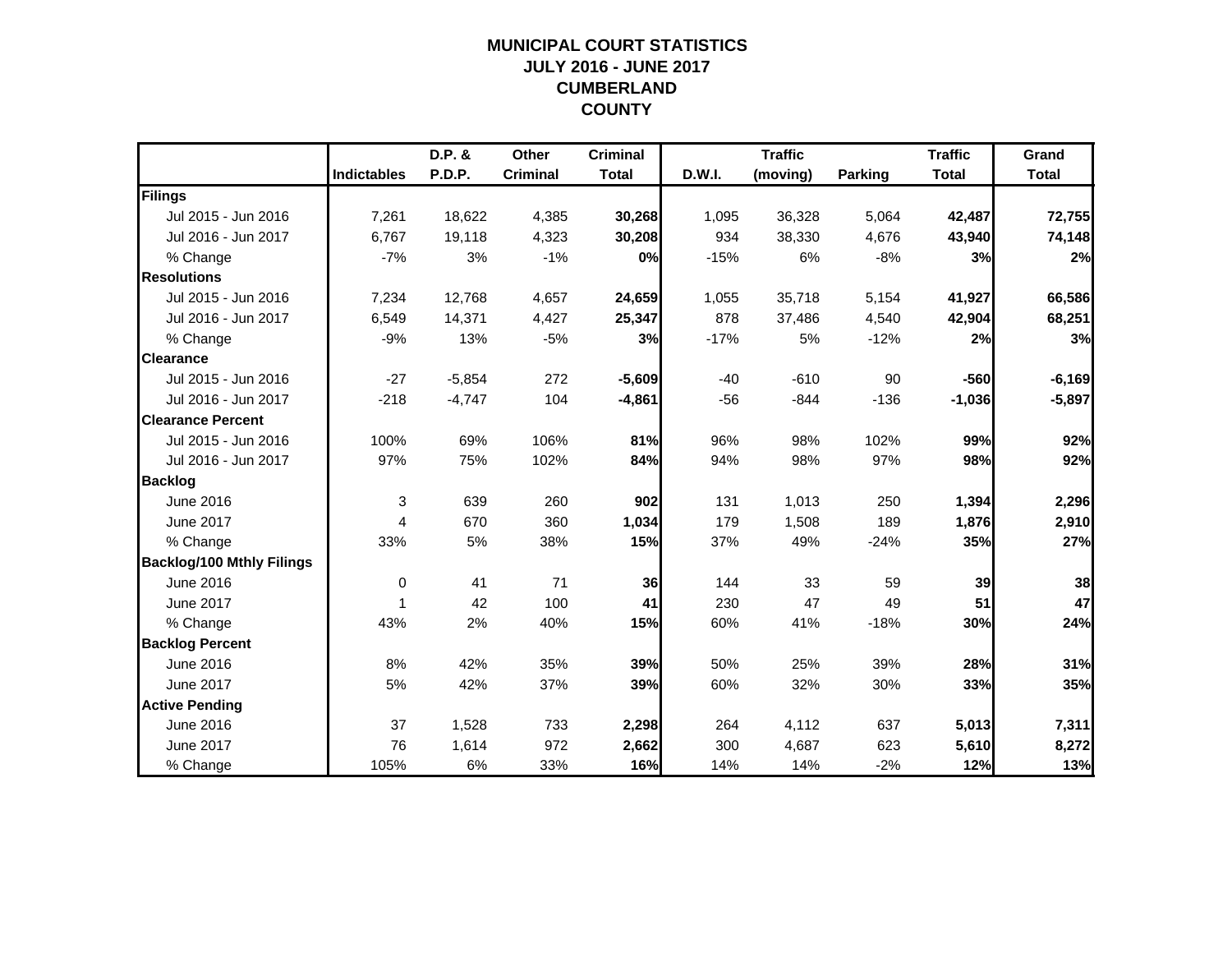# MUNICIPAL COURT STATISTICS
# JULY 2016 - JUNE 2017
# CUMBERLAND
# COUNTY

| | Indictables | D.P. & P.D.P. | Other Criminal | Criminal Total | D.W.I. | Traffic (moving) | Parking | Traffic Total | Grand Total |
|---|---|---|---|---|---|---|---|---|---|
| **Filings** | | | | | | | | | |
| Jul 2015 - Jun 2016 | 7,261 | 18,622 | 4,385 | **30,268** | 1,095 | 36,328 | 5,064 | **42,487** | **72,755** |
| Jul 2016 - Jun 2017 | 6,767 | 19,118 | 4,323 | **30,208** | 934 | 38,330 | 4,676 | **43,940** | **74,148** |
| % Change | -7% | 3% | -1% | **0%** | -15% | 6% | -8% | **3%** | **2%** |
| **Resolutions** | | | | | | | | | |
| Jul 2015 - Jun 2016 | 7,234 | 12,768 | 4,657 | **24,659** | 1,055 | 35,718 | 5,154 | **41,927** | **66,586** |
| Jul 2016 - Jun 2017 | 6,549 | 14,371 | 4,427 | **25,347** | 878 | 37,486 | 4,540 | **42,904** | **68,251** |
| % Change | -9% | 13% | -5% | **3%** | -17% | 5% | -12% | **2%** | **3%** |
| **Clearance** | | | | | | | | | |
| Jul 2015 - Jun 2016 | -27 | -5,854 | 272 | **-5,609** | -40 | -610 | 90 | **-560** | **-6,169** |
| Jul 2016 - Jun 2017 | -218 | -4,747 | 104 | **-4,861** | -56 | -844 | -136 | **-1,036** | **-5,897** |
| **Clearance Percent** | | | | | | | | | |
| Jul 2015 - Jun 2016 | 100% | 69% | 106% | **81%** | 96% | 98% | 102% | **99%** | **92%** |
| Jul 2016 - Jun 2017 | 97% | 75% | 102% | **84%** | 94% | 98% | 97% | **98%** | **92%** |
| **Backlog** | | | | | | | | | |
| June 2016 | 3 | 639 | 260 | **902** | 131 | 1,013 | 250 | **1,394** | **2,296** |
| June 2017 | 4 | 670 | 360 | **1,034** | 179 | 1,508 | 189 | **1,876** | **2,910** |
| % Change | 33% | 5% | 38% | **15%** | 37% | 49% | -24% | **35%** | **27%** |
| **Backlog/100 Mthly Filings** | | | | | | | | | |
| June 2016 | 0 | 41 | 71 | **36** | 144 | 33 | 59 | **39** | **38** |
| June 2017 | 1 | 42 | 100 | **41** | 230 | 47 | 49 | **51** | **47** |
| % Change | 43% | 2% | 40% | **15%** | 60% | 41% | -18% | **30%** | **24%** |
| **Backlog Percent** | | | | | | | | | |
| June 2016 | 8% | 42% | 35% | **39%** | 50% | 25% | 39% | **28%** | **31%** |
| June 2017 | 5% | 42% | 37% | **39%** | 60% | 32% | 30% | **33%** | **35%** |
| **Active Pending** | | | | | | | | | |
| June 2016 | 37 | 1,528 | 733 | **2,298** | 264 | 4,112 | 637 | **5,013** | **7,311** |
| June 2017 | 76 | 1,614 | 972 | **2,662** | 300 | 4,687 | 623 | **5,610** | **8,272** |
| % Change | 105% | 6% | 33% | **16%** | 14% | 14% | -2% | **12%** | **13%** |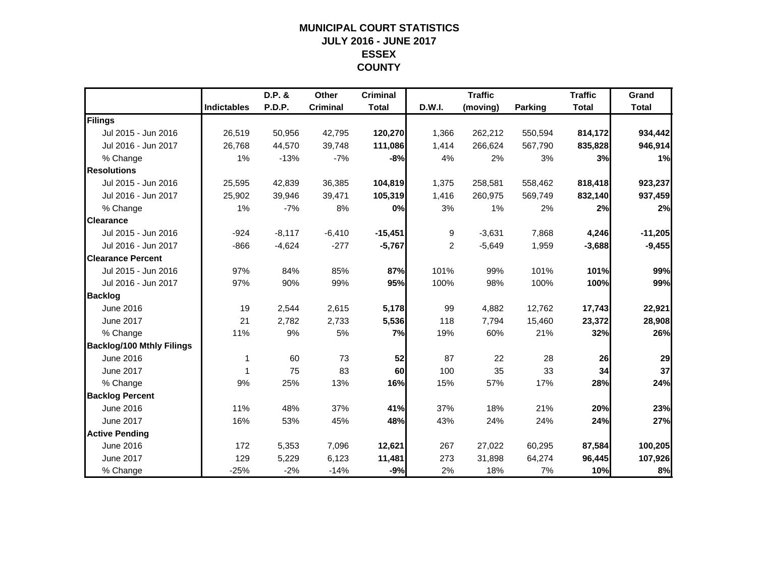# MUNICIPAL COURT STATISTICS
## JULY 2016 - JUNE 2017
## ESSEX
## COUNTY

| | Indictables | D.P. & P.D.P. | Other Criminal | Criminal Total | D.W.I. | Traffic (moving) | Parking | Traffic Total | Grand Total |
|---|---|---|---|---|---|---|---|---|---|
| **Filings** | | | | | | | | | |
| Jul 2015 - Jun 2016 | 26,519 | 50,956 | 42,795 | **120,270** | 1,366 | 262,212 | 550,594 | **814,172** | **934,442** |
| Jul 2016 - Jun 2017 | 26,768 | 44,570 | 39,748 | **111,086** | 1,414 | 266,624 | 567,790 | **835,828** | **946,914** |
| % Change | 1% | -13% | -7% | **-8%** | 4% | 2% | 3% | **3%** | **1%** |
| **Resolutions** | | | | | | | | | |
| Jul 2015 - Jun 2016 | 25,595 | 42,839 | 36,385 | **104,819** | 1,375 | 258,581 | 558,462 | **818,418** | **923,237** |
| Jul 2016 - Jun 2017 | 25,902 | 39,946 | 39,471 | **105,319** | 1,416 | 260,975 | 569,749 | **832,140** | **937,459** |
| % Change | 1% | -7% | 8% | **0%** | 3% | 1% | 2% | **2%** | **2%** |
| **Clearance** | | | | | | | | | |
| Jul 2015 - Jun 2016 | -924 | -8,117 | -6,410 | **-15,451** | 9 | -3,631 | 7,868 | **4,246** | **-11,205** |
| Jul 2016 - Jun 2017 | -866 | -4,624 | -277 | **-5,767** | 2 | -5,649 | 1,959 | **-3,688** | **-9,455** |
| **Clearance Percent** | | | | | | | | | |
| Jul 2015 - Jun 2016 | 97% | 84% | 85% | **87%** | 101% | 99% | 101% | **101%** | **99%** |
| Jul 2016 - Jun 2017 | 97% | 90% | 99% | **95%** | 100% | 98% | 100% | **100%** | **99%** |
| **Backlog** | | | | | | | | | |
| June 2016 | 19 | 2,544 | 2,615 | **5,178** | 99 | 4,882 | 12,762 | **17,743** | **22,921** |
| June 2017 | 21 | 2,782 | 2,733 | **5,536** | 118 | 7,794 | 15,460 | **23,372** | **28,908** |
| % Change | 11% | 9% | 5% | **7%** | 19% | 60% | 21% | **32%** | **26%** |
| **Backlog/100 Mthly Filings** | | | | | | | | | |
| June 2016 | 1 | 60 | 73 | **52** | 87 | 22 | 28 | **26** | **29** |
| June 2017 | 1 | 75 | 83 | **60** | 100 | 35 | 33 | **34** | **37** |
| % Change | 9% | 25% | 13% | **16%** | 15% | 57% | 17% | **28%** | **24%** |
| **Backlog Percent** | | | | | | | | | |
| June 2016 | 11% | 48% | 37% | **41%** | 37% | 18% | 21% | **20%** | **23%** |
| June 2017 | 16% | 53% | 45% | **48%** | 43% | 24% | 24% | **24%** | **27%** |
| **Active Pending** | | | | | | | | | |
| June 2016 | 172 | 5,353 | 7,096 | **12,621** | 267 | 27,022 | 60,295 | **87,584** | **100,205** |
| June 2017 | 129 | 5,229 | 6,123 | **11,481** | 273 | 31,898 | 64,274 | **96,445** | **107,926** |
| % Change | -25% | -2% | -14% | **-9%** | 2% | 18% | 7% | **10%** | **8%** |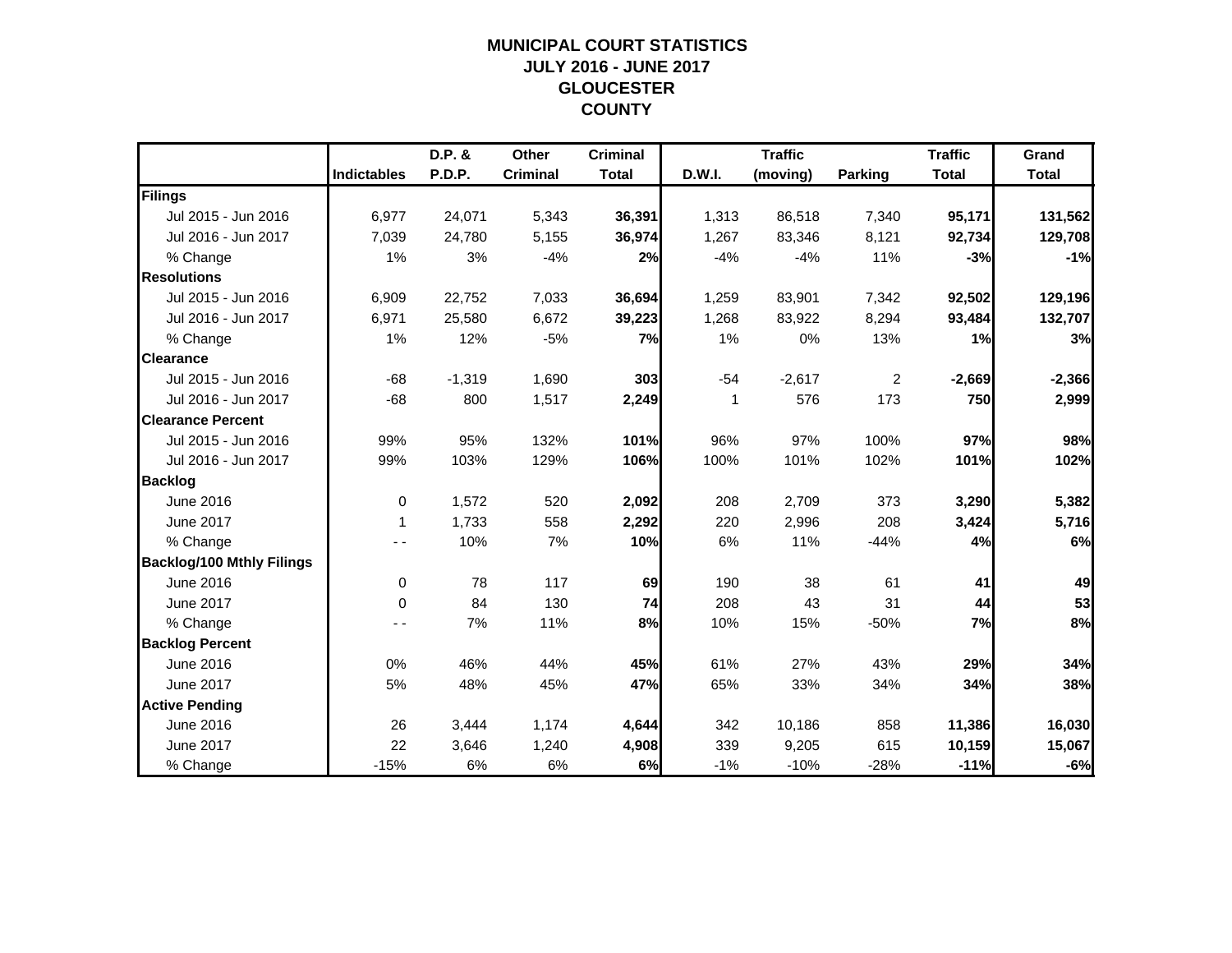# MUNICIPAL COURT STATISTICS
# JULY 2016 - JUNE 2017
# GLOUCESTER COUNTY

| | Indictables | D.P. & P.D.P. | Other Criminal | Criminal Total | D.W.I. | Traffic (moving) | Parking | Traffic Total | Grand Total |
|---|---|---|---|---|---|---|---|---|---|
| **Filings** | | | | | | | | | |
| Jul 2015 - Jun 2016 | 6,977 | 24,071 | 5,343 | **36,391** | 1,313 | 86,518 | 7,340 | **95,171** | **131,562** |
| Jul 2016 - Jun 2017 | 7,039 | 24,780 | 5,155 | **36,974** | 1,267 | 83,346 | 8,121 | **92,734** | **129,708** |
| % Change | 1% | 3% | -4% | **2%** | -4% | -4% | 11% | **-3%** | **-1%** |
| **Resolutions** | | | | | | | | | |
| Jul 2015 - Jun 2016 | 6,909 | 22,752 | 7,033 | **36,694** | 1,259 | 83,901 | 7,342 | **92,502** | **129,196** |
| Jul 2016 - Jun 2017 | 6,971 | 25,580 | 6,672 | **39,223** | 1,268 | 83,922 | 8,294 | **93,484** | **132,707** |
| % Change | 1% | 12% | -5% | **7%** | 1% | 0% | 13% | **1%** | **3%** |
| **Clearance** | | | | | | | | | |
| Jul 2015 - Jun 2016 | -68 | -1,319 | 1,690 | **303** | -54 | -2,617 | 2 | **-2,669** | **-2,366** |
| Jul 2016 - Jun 2017 | -68 | 800 | 1,517 | **2,249** | 1 | 576 | 173 | **750** | **2,999** |
| **Clearance Percent** | | | | | | | | | |
| Jul 2015 - Jun 2016 | 99% | 95% | 132% | **101%** | 96% | 97% | 100% | **97%** | **98%** |
| Jul 2016 - Jun 2017 | 99% | 103% | 129% | **106%** | 100% | 101% | 102% | **101%** | **102%** |
| **Backlog** | | | | | | | | | |
| June 2016 | 0 | 1,572 | 520 | **2,092** | 208 | 2,709 | 373 | **3,290** | **5,382** |
| June 2017 | 1 | 1,733 | 558 | **2,292** | 220 | 2,996 | 208 | **3,424** | **5,716** |
| % Change | - - | 10% | 7% | **10%** | 6% | 11% | -44% | **4%** | **6%** |
| **Backlog/100 Mthly Filings** | | | | | | | | | |
| June 2016 | 0 | 78 | 117 | **69** | 190 | 38 | 61 | **41** | **49** |
| June 2017 | 0 | 84 | 130 | **74** | 208 | 43 | 31 | **44** | **53** |
| % Change | - - | 7% | 11% | **8%** | 10% | 15% | -50% | **7%** | **8%** |
| **Backlog Percent** | | | | | | | | | |
| June 2016 | 0% | 46% | 44% | **45%** | 61% | 27% | 43% | **29%** | **34%** |
| June 2017 | 5% | 48% | 45% | **47%** | 65% | 33% | 34% | **34%** | **38%** |
| **Active Pending** | | | | | | | | | |
| June 2016 | 26 | 3,444 | 1,174 | **4,644** | 342 | 10,186 | 858 | **11,386** | **16,030** |
| June 2017 | 22 | 3,646 | 1,240 | **4,908** | 339 | 9,205 | 615 | **10,159** | **15,067** |
| % Change | -15% | 6% | 6% | **6%** | -1% | -10% | -28% | **-11%** | **-6%** |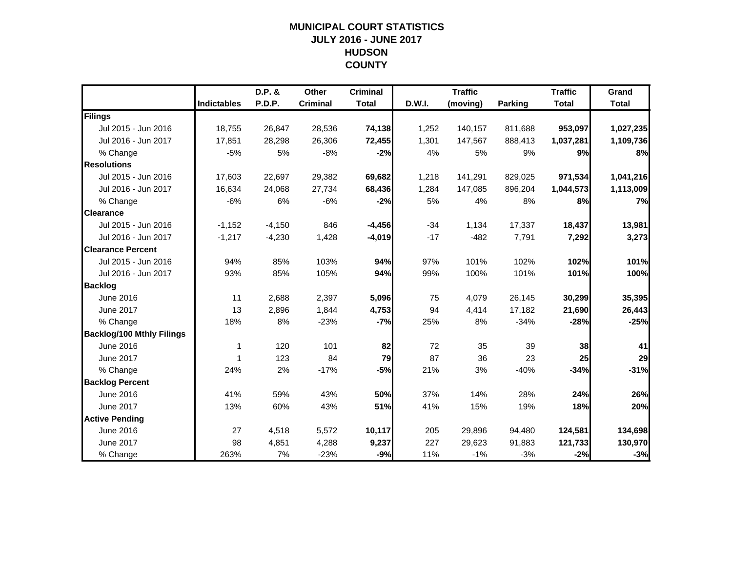# MUNICIPAL COURT STATISTICS
## JULY 2016 - JUNE 2017
## HUDSON COUNTY

| | Indictables | D.P. & P.D.P. | Other Criminal | Criminal Total | D.W.I. | Traffic (moving) | Parking | Traffic Total | Grand Total |
|---|---|---|---|---|---|---|---|---|---|
| **Filings** | | | | | | | | | |
| Jul 2015 - Jun 2016 | 18,755 | 26,847 | 28,536 | **74,138** | 1,252 | 140,157 | 811,688 | **953,097** | **1,027,235** |
| Jul 2016 - Jun 2017 | 17,851 | 28,298 | 26,306 | **72,455** | 1,301 | 147,567 | 888,413 | **1,037,281** | **1,109,736** |
| % Change | -5% | 5% | -8% | **-2%** | 4% | 5% | 9% | **9%** | **8%** |
| **Resolutions** | | | | | | | | | |
| Jul 2015 - Jun 2016 | 17,603 | 22,697 | 29,382 | **69,682** | 1,218 | 141,291 | 829,025 | **971,534** | **1,041,216** |
| Jul 2016 - Jun 2017 | 16,634 | 24,068 | 27,734 | **68,436** | 1,284 | 147,085 | 896,204 | **1,044,573** | **1,113,009** |
| % Change | -6% | 6% | -6% | **-2%** | 5% | 4% | 8% | **8%** | **7%** |
| **Clearance** | | | | | | | | | |
| Jul 2015 - Jun 2016 | -1,152 | -4,150 | 846 | **-4,456** | -34 | 1,134 | 17,337 | **18,437** | **13,981** |
| Jul 2016 - Jun 2017 | -1,217 | -4,230 | 1,428 | **-4,019** | -17 | -482 | 7,791 | **7,292** | **3,273** |
| **Clearance Percent** | | | | | | | | | |
| Jul 2015 - Jun 2016 | 94% | 85% | 103% | **94%** | 97% | 101% | 102% | **102%** | **101%** |
| Jul 2016 - Jun 2017 | 93% | 85% | 105% | **94%** | 99% | 100% | 101% | **101%** | **100%** |
| **Backlog** | | | | | | | | | |
| June 2016 | 11 | 2,688 | 2,397 | **5,096** | 75 | 4,079 | 26,145 | **30,299** | **35,395** |
| June 2017 | 13 | 2,896 | 1,844 | **4,753** | 94 | 4,414 | 17,182 | **21,690** | **26,443** |
| % Change | 18% | 8% | -23% | **-7%** | 25% | 8% | -34% | **-28%** | **-25%** |
| **Backlog/100 Mthly Filings** | | | | | | | | | |
| June 2016 | 1 | 120 | 101 | **82** | 72 | 35 | 39 | **38** | **41** |
| June 2017 | 1 | 123 | 84 | **79** | 87 | 36 | 23 | **25** | **29** |
| % Change | 24% | 2% | -17% | **-5%** | 21% | 3% | -40% | **-34%** | **-31%** |
| **Backlog Percent** | | | | | | | | | |
| June 2016 | 41% | 59% | 43% | **50%** | 37% | 14% | 28% | **24%** | **26%** |
| June 2017 | 13% | 60% | 43% | **51%** | 41% | 15% | 19% | **18%** | **20%** |
| **Active Pending** | | | | | | | | | |
| June 2016 | 27 | 4,518 | 5,572 | **10,117** | 205 | 29,896 | 94,480 | **124,581** | **134,698** |
| June 2017 | 98 | 4,851 | 4,288 | **9,237** | 227 | 29,623 | 91,883 | **121,733** | **130,970** |
| % Change | 263% | 7% | -23% | **-9%** | 11% | -1% | -3% | **-2%** | **-3%** |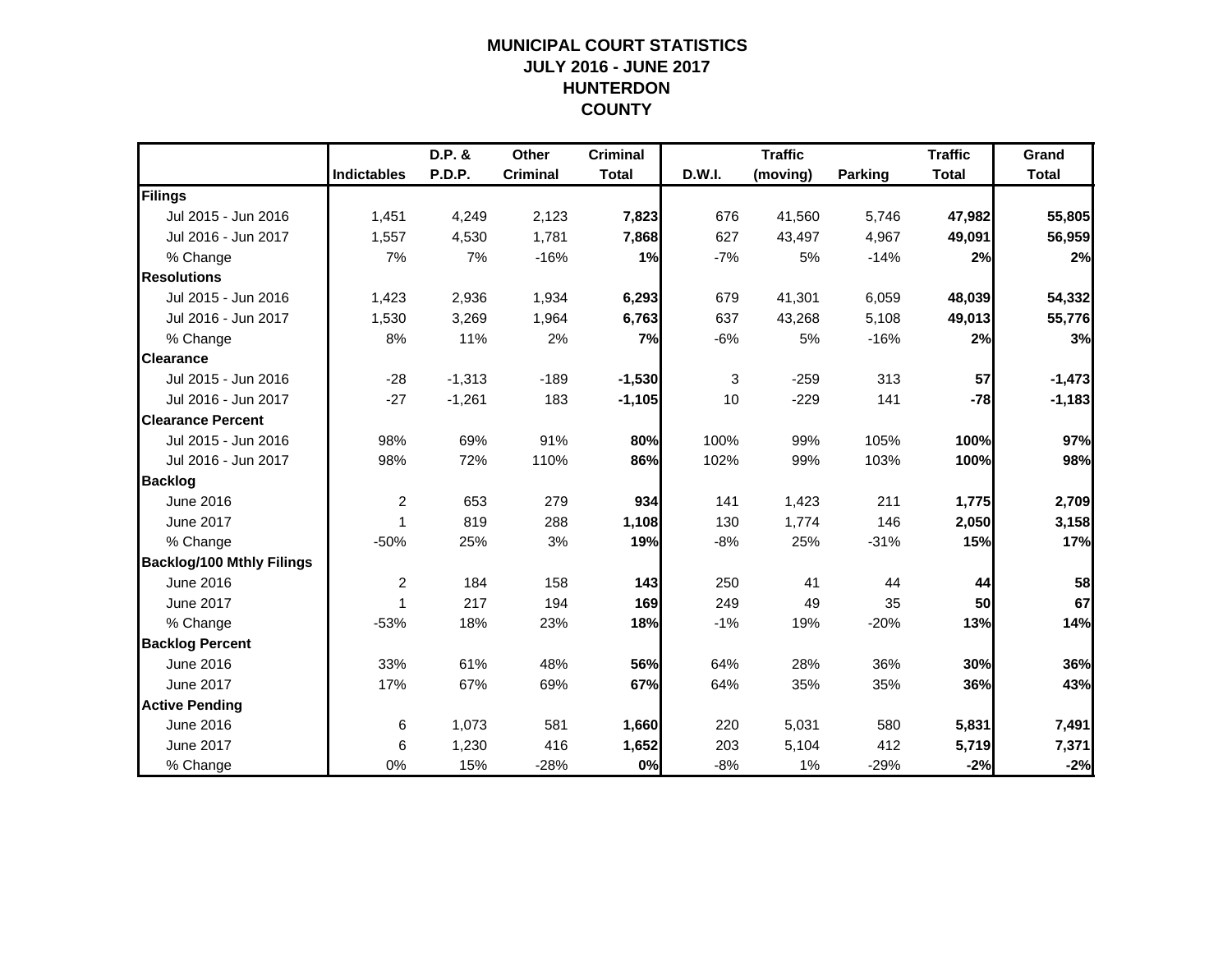# MUNICIPAL COURT STATISTICS
## JULY 2016 - JUNE 2017
## HUNTERDON
## COUNTY

| | Indictables | D.P. & P.D.P. | Other Criminal | Criminal Total | D.W.I. | Traffic (moving) | Parking | Traffic Total | Grand Total |
|---|---|---|---|---|---|---|---|---|---|
| **Filings** | | | | | | | | | |
| Jul 2015 - Jun 2016 | 1,451 | 4,249 | 2,123 | **7,823** | 676 | 41,560 | 5,746 | **47,982** | **55,805** |
| Jul 2016 - Jun 2017 | 1,557 | 4,530 | 1,781 | **7,868** | 627 | 43,497 | 4,967 | **49,091** | **56,959** |
| % Change | 7% | 7% | -16% | **1%** | -7% | 5% | -14% | **2%** | **2%** |
| **Resolutions** | | | | | | | | | |
| Jul 2015 - Jun 2016 | 1,423 | 2,936 | 1,934 | **6,293** | 679 | 41,301 | 6,059 | **48,039** | **54,332** |
| Jul 2016 - Jun 2017 | 1,530 | 3,269 | 1,964 | **6,763** | 637 | 43,268 | 5,108 | **49,013** | **55,776** |
| % Change | 8% | 11% | 2% | **7%** | -6% | 5% | -16% | **2%** | **3%** |
| **Clearance** | | | | | | | | | |
| Jul 2015 - Jun 2016 | -28 | -1,313 | -189 | **-1,530** | 3 | -259 | 313 | **57** | **-1,473** |
| Jul 2016 - Jun 2017 | -27 | -1,261 | 183 | **-1,105** | 10 | -229 | 141 | **-78** | **-1,183** |
| **Clearance Percent** | | | | | | | | | |
| Jul 2015 - Jun 2016 | 98% | 69% | 91% | **80%** | 100% | 99% | 105% | **100%** | **97%** |
| Jul 2016 - Jun 2017 | 98% | 72% | 110% | **86%** | 102% | 99% | 103% | **100%** | **98%** |
| **Backlog** | | | | | | | | | |
| June 2016 | 2 | 653 | 279 | **934** | 141 | 1,423 | 211 | **1,775** | **2,709** |
| June 2017 | 1 | 819 | 288 | **1,108** | 130 | 1,774 | 146 | **2,050** | **3,158** |
| % Change | -50% | 25% | 3% | **19%** | -8% | 25% | -31% | **15%** | **17%** |
| **Backlog/100 Mthly Filings** | | | | | | | | | |
| June 2016 | 2 | 184 | 158 | **143** | 250 | 41 | 44 | **44** | **58** |
| June 2017 | 1 | 217 | 194 | **169** | 249 | 49 | 35 | **50** | **67** |
| % Change | -53% | 18% | 23% | **18%** | -1% | 19% | -20% | **13%** | **14%** |
| **Backlog Percent** | | | | | | | | | |
| June 2016 | 33% | 61% | 48% | **56%** | 64% | 28% | 36% | **30%** | **36%** |
| June 2017 | 17% | 67% | 69% | **67%** | 64% | 35% | 35% | **36%** | **43%** |
| **Active Pending** | | | | | | | | | |
| June 2016 | 6 | 1,073 | 581 | **1,660** | 220 | 5,031 | 580 | **5,831** | **7,491** |
| June 2017 | 6 | 1,230 | 416 | **1,652** | 203 | 5,104 | 412 | **5,719** | **7,371** |
| % Change | 0% | 15% | -28% | **0%** | -8% | 1% | -29% | **-2%** | **-2%** |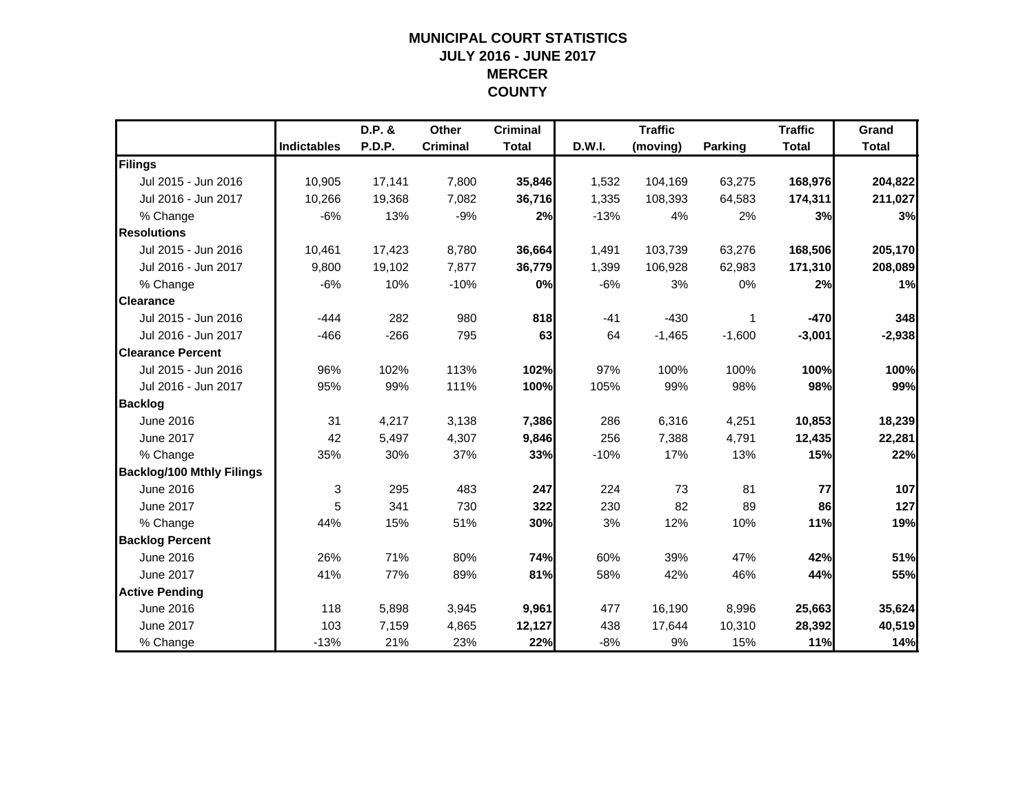# MUNICIPAL COURT STATISTICS
## JULY 2016 - JUNE 2017
## MERCER COUNTY

| | Indictables | D.P. & P.D.P. | Other Criminal | Criminal Total | D.W.I. | Traffic (moving) | Parking | Traffic Total | Grand Total |
|---|---|---|---|---|---|---|---|---|---|
| **Filings** | | | | | | | | | |
| Jul 2015 - Jun 2016 | 10,905 | 17,141 | 7,800 | **35,846** | 1,532 | 104,169 | 63,275 | **168,976** | **204,822** |
| Jul 2016 - Jun 2017 | 10,266 | 19,368 | 7,082 | **36,716** | 1,335 | 108,393 | 64,583 | **174,311** | **211,027** |
| % Change | -6% | 13% | -9% | **2%** | -13% | 4% | 2% | **3%** | **3%** |
| **Resolutions** | | | | | | | | | |
| Jul 2015 - Jun 2016 | 10,461 | 17,423 | 8,780 | **36,664** | 1,491 | 103,739 | 63,276 | **168,506** | **205,170** |
| Jul 2016 - Jun 2017 | 9,800 | 19,102 | 7,877 | **36,779** | 1,399 | 106,928 | 62,983 | **171,310** | **208,089** |
| % Change | -6% | 10% | -10% | **0%** | -6% | 3% | 0% | **2%** | **1%** |
| **Clearance** | | | | | | | | | |
| Jul 2015 - Jun 2016 | -444 | 282 | 980 | **818** | -41 | -430 | 1 | **-470** | **348** |
| Jul 2016 - Jun 2017 | -466 | -266 | 795 | **63** | 64 | -1,465 | -1,600 | **-3,001** | **-2,938** |
| **Clearance Percent** | | | | | | | | | |
| Jul 2015 - Jun 2016 | 96% | 102% | 113% | **102%** | 97% | 100% | 100% | **100%** | **100%** |
| Jul 2016 - Jun 2017 | 95% | 99% | 111% | **100%** | 105% | 99% | 98% | **98%** | **99%** |
| **Backlog** | | | | | | | | | |
| June 2016 | 31 | 4,217 | 3,138 | **7,386** | 286 | 6,316 | 4,251 | **10,853** | **18,239** |
| June 2017 | 42 | 5,497 | 4,307 | **9,846** | 256 | 7,388 | 4,791 | **12,435** | **22,281** |
| % Change | 35% | 30% | 37% | **33%** | -10% | 17% | 13% | **15%** | **22%** |
| **Backlog/100 Mthly Filings** | | | | | | | | | |
| June 2016 | 3 | 295 | 483 | **247** | 224 | 73 | 81 | **77** | **107** |
| June 2017 | 5 | 341 | 730 | **322** | 230 | 82 | 89 | **86** | **127** |
| % Change | 44% | 15% | 51% | **30%** | 3% | 12% | 10% | **11%** | **19%** |
| **Backlog Percent** | | | | | | | | | |
| June 2016 | 26% | 71% | 80% | **74%** | 60% | 39% | 47% | **42%** | **51%** |
| June 2017 | 41% | 77% | 89% | **81%** | 58% | 42% | 46% | **44%** | **55%** |
| **Active Pending** | | | | | | | | | |
| June 2016 | 118 | 5,898 | 3,945 | **9,961** | 477 | 16,190 | 8,996 | **25,663** | **35,624** |
| June 2017 | 103 | 7,159 | 4,865 | **12,127** | 438 | 17,644 | 10,310 | **28,392** | **40,519** |
| % Change | -13% | 21% | 23% | **22%** | -8% | 9% | 15% | **11%** | **14%** |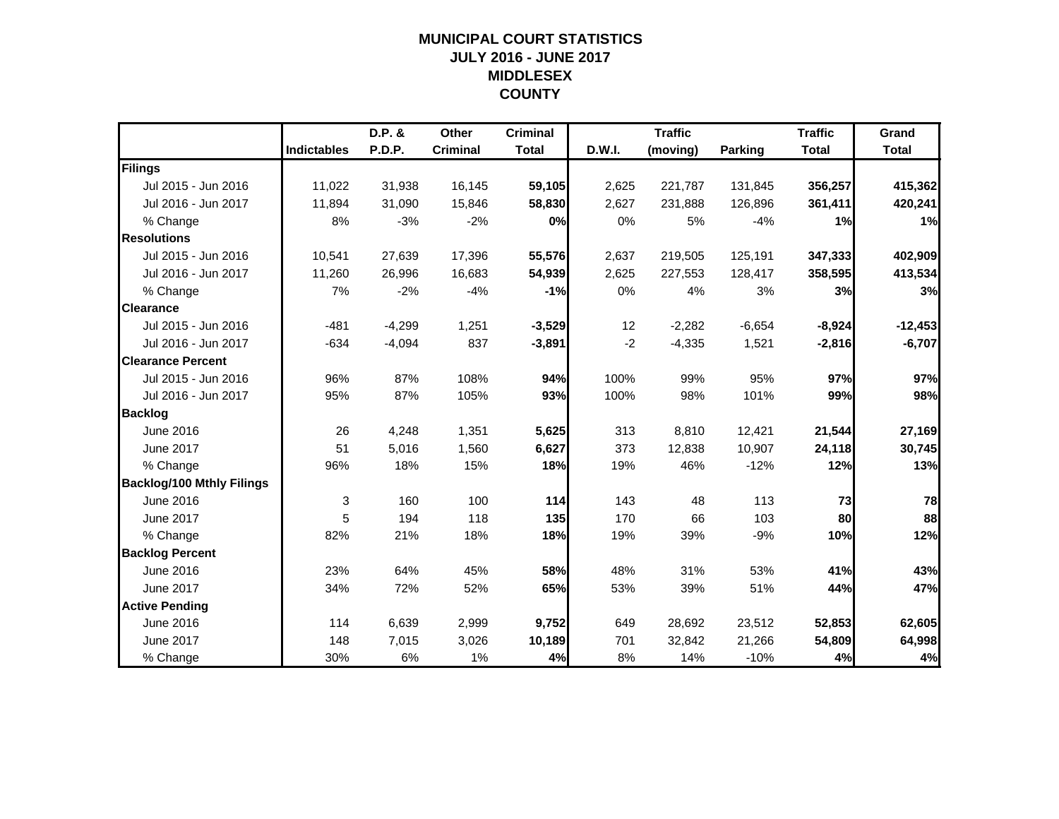# MUNICIPAL COURT STATISTICS
## JULY 2016 - JUNE 2017
## MIDDLESEX COUNTY

| | Indictables | D.P. & P.D.P. | Other Criminal | Criminal Total | D.W.I. | Traffic (moving) | Parking | Traffic Total | Grand Total |
|---|---|---|---|---|---|---|---|---|---|
| **Filings** | | | | | | | | | |
| Jul 2015 - Jun 2016 | 11,022 | 31,938 | 16,145 | **59,105** | 2,625 | 221,787 | 131,845 | **356,257** | **415,362** |
| Jul 2016 - Jun 2017 | 11,894 | 31,090 | 15,846 | **58,830** | 2,627 | 231,888 | 126,896 | **361,411** | **420,241** |
| % Change | 8% | -3% | -2% | **0%** | 0% | 5% | -4% | **1%** | **1%** |
| **Resolutions** | | | | | | | | | |
| Jul 2015 - Jun 2016 | 10,541 | 27,639 | 17,396 | **55,576** | 2,637 | 219,505 | 125,191 | **347,333** | **402,909** |
| Jul 2016 - Jun 2017 | 11,260 | 26,996 | 16,683 | **54,939** | 2,625 | 227,553 | 128,417 | **358,595** | **413,534** |
| % Change | 7% | -2% | -4% | **-1%** | 0% | 4% | 3% | **3%** | **3%** |
| **Clearance** | | | | | | | | | |
| Jul 2015 - Jun 2016 | -481 | -4,299 | 1,251 | **-3,529** | 12 | -2,282 | -6,654 | **-8,924** | **-12,453** |
| Jul 2016 - Jun 2017 | -634 | -4,094 | 837 | **-3,891** | -2 | -4,335 | 1,521 | **-2,816** | **-6,707** |
| **Clearance Percent** | | | | | | | | | |
| Jul 2015 - Jun 2016 | 96% | 87% | 108% | **94%** | 100% | 99% | 95% | **97%** | **97%** |
| Jul 2016 - Jun 2017 | 95% | 87% | 105% | **93%** | 100% | 98% | 101% | **99%** | **98%** |
| **Backlog** | | | | | | | | | |
| June 2016 | 26 | 4,248 | 1,351 | **5,625** | 313 | 8,810 | 12,421 | **21,544** | **27,169** |
| June 2017 | 51 | 5,016 | 1,560 | **6,627** | 373 | 12,838 | 10,907 | **24,118** | **30,745** |
| % Change | 96% | 18% | 15% | **18%** | 19% | 46% | -12% | **12%** | **13%** |
| **Backlog/100 Mthly Filings** | | | | | | | | | |
| June 2016 | 3 | 160 | 100 | **114** | 143 | 48 | 113 | **73** | **78** |
| June 2017 | 5 | 194 | 118 | **135** | 170 | 66 | 103 | **80** | **88** |
| % Change | 82% | 21% | 18% | **18%** | 19% | 39% | -9% | **10%** | **12%** |
| **Backlog Percent** | | | | | | | | | |
| June 2016 | 23% | 64% | 45% | **58%** | 48% | 31% | 53% | **41%** | **43%** |
| June 2017 | 34% | 72% | 52% | **65%** | 53% | 39% | 51% | **44%** | **47%** |
| **Active Pending** | | | | | | | | | |
| June 2016 | 114 | 6,639 | 2,999 | **9,752** | 649 | 28,692 | 23,512 | **52,853** | **62,605** |
| June 2017 | 148 | 7,015 | 3,026 | **10,189** | 701 | 32,842 | 21,266 | **54,809** | **64,998** |
| % Change | 30% | 6% | 1% | **4%** | 8% | 14% | -10% | **4%** | **4%** |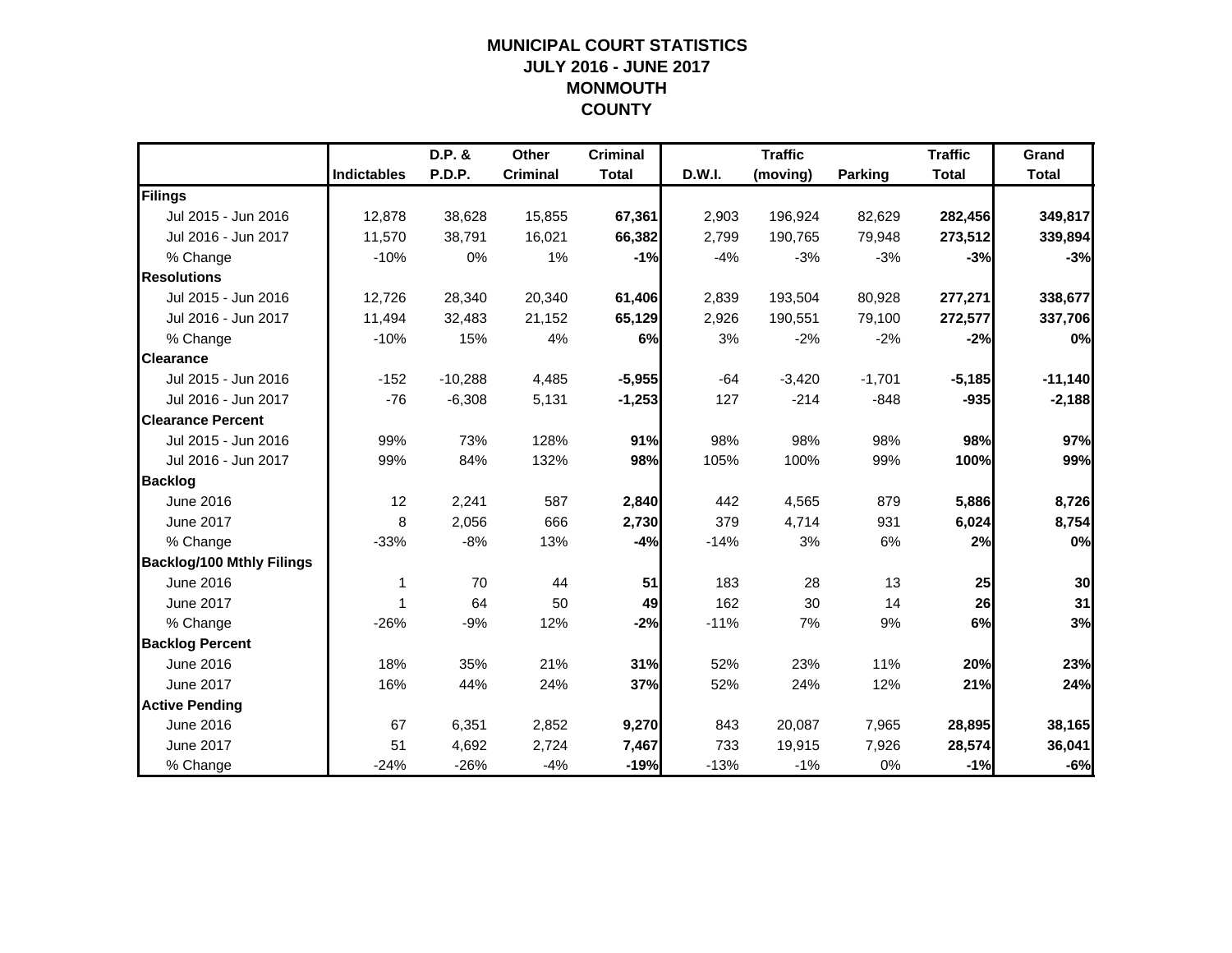# MUNICIPAL COURT STATISTICS
## JULY 2016 - JUNE 2017
## MONMOUTH COUNTY

| | Indictables | D.P. & P.D.P. | Other Criminal | Criminal Total | D.W.I. | Traffic (moving) | Parking | Traffic Total | Grand Total |
|---|---|---|---|---|---|---|---|---|---|
| **Filings** | | | | | | | | | |
| Jul 2015 - Jun 2016 | 12,878 | 38,628 | 15,855 | **67,361** | 2,903 | 196,924 | 82,629 | **282,456** | **349,817** |
| Jul 2016 - Jun 2017 | 11,570 | 38,791 | 16,021 | **66,382** | 2,799 | 190,765 | 79,948 | **273,512** | **339,894** |
| % Change | -10% | 0% | 1% | **-1%** | -4% | -3% | -3% | **-3%** | **-3%** |
| **Resolutions** | | | | | | | | | |
| Jul 2015 - Jun 2016 | 12,726 | 28,340 | 20,340 | **61,406** | 2,839 | 193,504 | 80,928 | **277,271** | **338,677** |
| Jul 2016 - Jun 2017 | 11,494 | 32,483 | 21,152 | **65,129** | 2,926 | 190,551 | 79,100 | **272,577** | **337,706** |
| % Change | -10% | 15% | 4% | **6%** | 3% | -2% | -2% | **-2%** | **0%** |
| **Clearance** | | | | | | | | | |
| Jul 2015 - Jun 2016 | -152 | -10,288 | 4,485 | **-5,955** | -64 | -3,420 | -1,701 | **-5,185** | **-11,140** |
| Jul 2016 - Jun 2017 | -76 | -6,308 | 5,131 | **-1,253** | 127 | -214 | -848 | **-935** | **-2,188** |
| **Clearance Percent** | | | | | | | | | |
| Jul 2015 - Jun 2016 | 99% | 73% | 128% | **91%** | 98% | 98% | 98% | **98%** | **97%** |
| Jul 2016 - Jun 2017 | 99% | 84% | 132% | **98%** | 105% | 100% | 99% | **100%** | **99%** |
| **Backlog** | | | | | | | | | |
| June 2016 | 12 | 2,241 | 587 | **2,840** | 442 | 4,565 | 879 | **5,886** | **8,726** |
| June 2017 | 8 | 2,056 | 666 | **2,730** | 379 | 4,714 | 931 | **6,024** | **8,754** |
| % Change | -33% | -8% | 13% | **-4%** | -14% | 3% | 6% | **2%** | **0%** |
| **Backlog/100 Mthly Filings** | | | | | | | | | |
| June 2016 | 1 | 70 | 44 | **51** | 183 | 28 | 13 | **25** | **30** |
| June 2017 | 1 | 64 | 50 | **49** | 162 | 30 | 14 | **26** | **31** |
| % Change | -26% | -9% | 12% | **-2%** | -11% | 7% | 9% | **6%** | **3%** |
| **Backlog Percent** | | | | | | | | | |
| June 2016 | 18% | 35% | 21% | **31%** | 52% | 23% | 11% | **20%** | **23%** |
| June 2017 | 16% | 44% | 24% | **37%** | 52% | 24% | 12% | **21%** | **24%** |
| **Active Pending** | | | | | | | | | |
| June 2016 | 67 | 6,351 | 2,852 | **9,270** | 843 | 20,087 | 7,965 | **28,895** | **38,165** |
| June 2017 | 51 | 4,692 | 2,724 | **7,467** | 733 | 19,915 | 7,926 | **28,574** | **36,041** |
| % Change | -24% | -26% | -4% | **-19%** | -13% | -1% | 0% | **-1%** | **-6%** |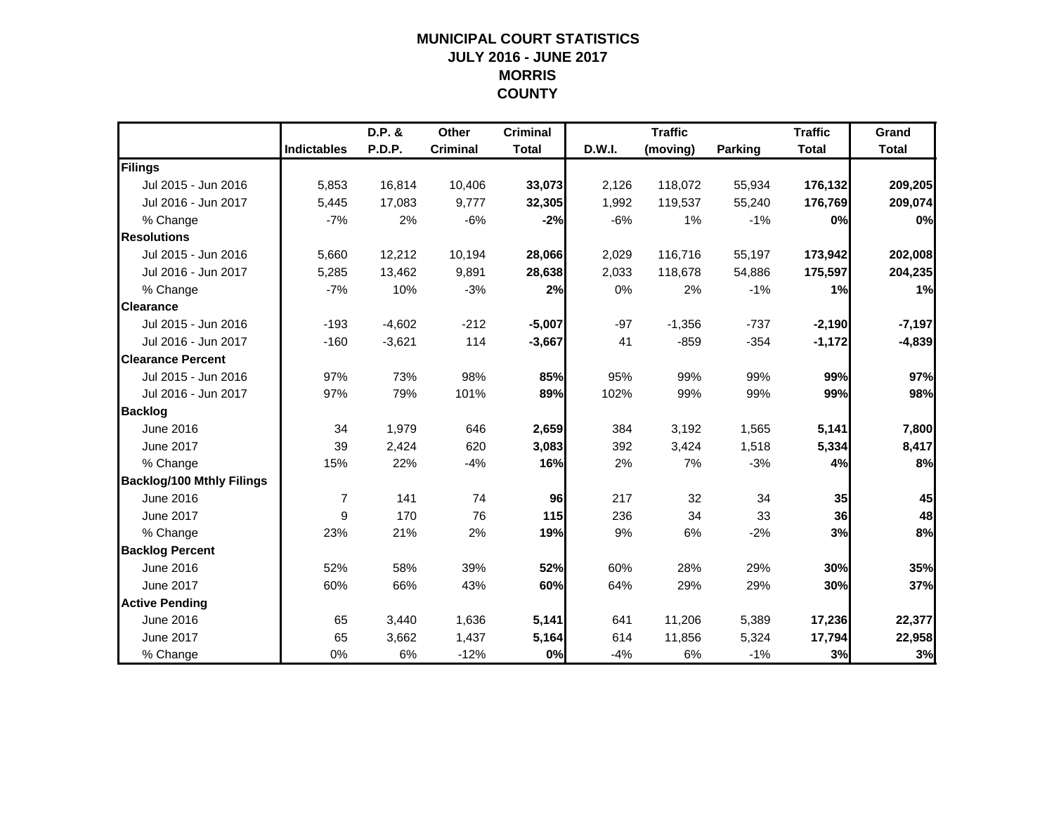# MUNICIPAL COURT STATISTICS
## JULY 2016 - JUNE 2017
## MORRIS COUNTY

| | Indictables | D.P. & P.D.P. | Other Criminal | Criminal Total | D.W.I. | Traffic (moving) | Parking | Traffic Total | Grand Total |
|---|---|---|---|---|---|---|---|---|---|
| **Filings** | | | | | | | | | |
| Jul 2015 - Jun 2016 | 5,853 | 16,814 | 10,406 | **33,073** | 2,126 | 118,072 | 55,934 | **176,132** | **209,205** |
| Jul 2016 - Jun 2017 | 5,445 | 17,083 | 9,777 | **32,305** | 1,992 | 119,537 | 55,240 | **176,769** | **209,074** |
| % Change | -7% | 2% | -6% | **-2%** | -6% | 1% | -1% | **0%** | **0%** |
| **Resolutions** | | | | | | | | | |
| Jul 2015 - Jun 2016 | 5,660 | 12,212 | 10,194 | **28,066** | 2,029 | 116,716 | 55,197 | **173,942** | **202,008** |
| Jul 2016 - Jun 2017 | 5,285 | 13,462 | 9,891 | **28,638** | 2,033 | 118,678 | 54,886 | **175,597** | **204,235** |
| % Change | -7% | 10% | -3% | **2%** | 0% | 2% | -1% | **1%** | **1%** |
| **Clearance** | | | | | | | | | |
| Jul 2015 - Jun 2016 | -193 | -4,602 | -212 | **-5,007** | -97 | -1,356 | -737 | **-2,190** | **-7,197** |
| Jul 2016 - Jun 2017 | -160 | -3,621 | 114 | **-3,667** | 41 | -859 | -354 | **-1,172** | **-4,839** |
| **Clearance Percent** | | | | | | | | | |
| Jul 2015 - Jun 2016 | 97% | 73% | 98% | **85%** | 95% | 99% | 99% | **99%** | **97%** |
| Jul 2016 - Jun 2017 | 97% | 79% | 101% | **89%** | 102% | 99% | 99% | **99%** | **98%** |
| **Backlog** | | | | | | | | | |
| June 2016 | 34 | 1,979 | 646 | **2,659** | 384 | 3,192 | 1,565 | **5,141** | **7,800** |
| June 2017 | 39 | 2,424 | 620 | **3,083** | 392 | 3,424 | 1,518 | **5,334** | **8,417** |
| % Change | 15% | 22% | -4% | **16%** | 2% | 7% | -3% | **4%** | **8%** |
| **Backlog/100 Mthly Filings** | | | | | | | | | |
| June 2016 | 7 | 141 | 74 | **96** | 217 | 32 | 34 | **35** | **45** |
| June 2017 | 9 | 170 | 76 | **115** | 236 | 34 | 33 | **36** | **48** |
| % Change | 23% | 21% | 2% | **19%** | 9% | 6% | -2% | **3%** | **8%** |
| **Backlog Percent** | | | | | | | | | |
| June 2016 | 52% | 58% | 39% | **52%** | 60% | 28% | 29% | **30%** | **35%** |
| June 2017 | 60% | 66% | 43% | **60%** | 64% | 29% | 29% | **30%** | **37%** |
| **Active Pending** | | | | | | | | | |
| June 2016 | 65 | 3,440 | 1,636 | **5,141** | 641 | 11,206 | 5,389 | **17,236** | **22,377** |
| June 2017 | 65 | 3,662 | 1,437 | **5,164** | 614 | 11,856 | 5,324 | **17,794** | **22,958** |
| % Change | 0% | 6% | -12% | **0%** | -4% | 6% | -1% | **3%** | **3%** |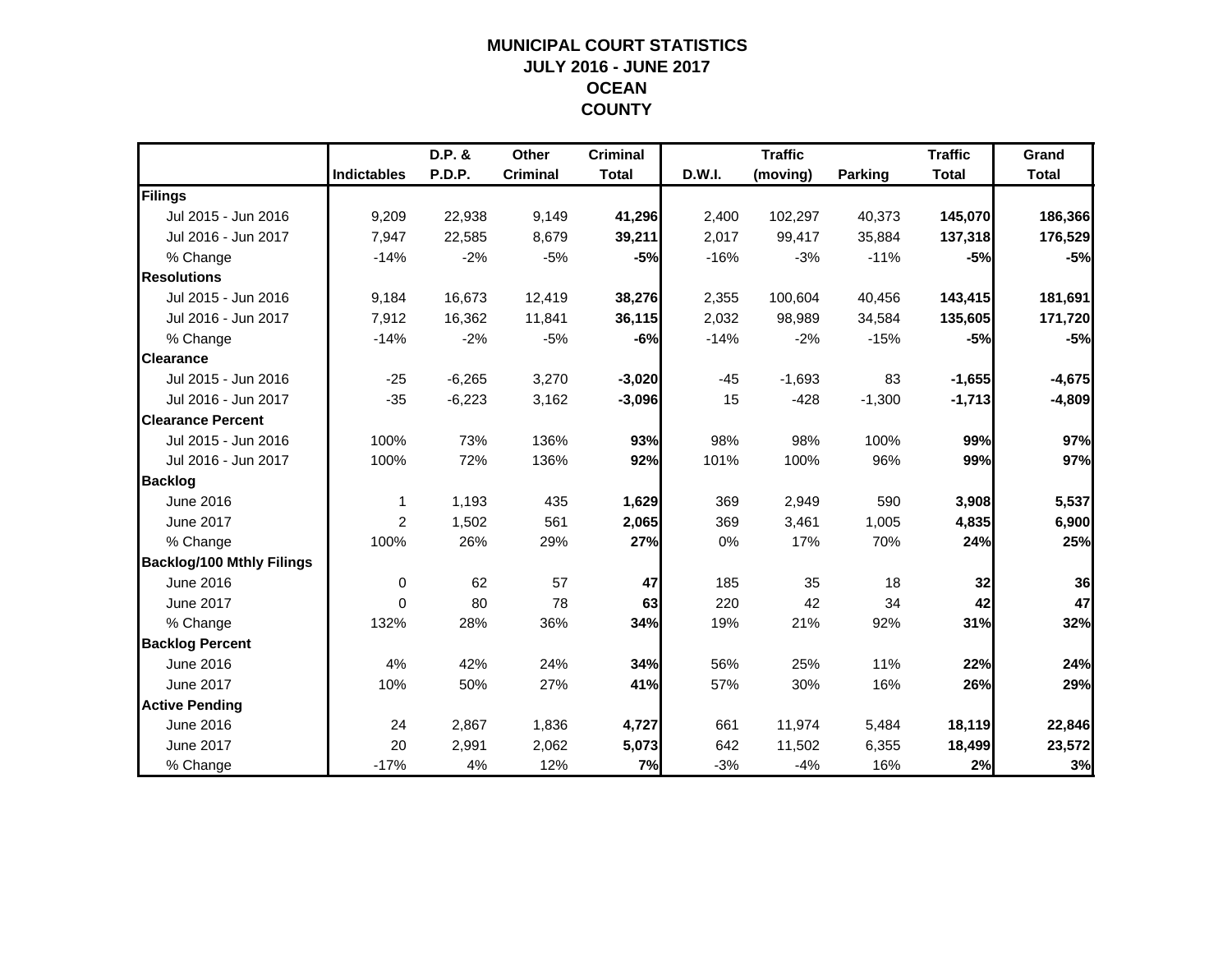# MUNICIPAL COURT STATISTICS
## JULY 2016 - JUNE 2017
## OCEAN
## COUNTY

| | Indictables | D.P. & P.D.P. | Other Criminal | Criminal Total | D.W.I. | Traffic (moving) | Parking | Traffic Total | Grand Total |
|---|---|---|---|---|---|---|---|---|---|
| **Filings** | | | | | | | | | |
| Jul 2015 - Jun 2016 | 9,209 | 22,938 | 9,149 | **41,296** | 2,400 | 102,297 | 40,373 | **145,070** | **186,366** |
| Jul 2016 - Jun 2017 | 7,947 | 22,585 | 8,679 | **39,211** | 2,017 | 99,417 | 35,884 | **137,318** | **176,529** |
| % Change | -14% | -2% | -5% | **-5%** | -16% | -3% | -11% | **-5%** | **-5%** |
| **Resolutions** | | | | | | | | | |
| Jul 2015 - Jun 2016 | 9,184 | 16,673 | 12,419 | **38,276** | 2,355 | 100,604 | 40,456 | **143,415** | **181,691** |
| Jul 2016 - Jun 2017 | 7,912 | 16,362 | 11,841 | **36,115** | 2,032 | 98,989 | 34,584 | **135,605** | **171,720** |
| % Change | -14% | -2% | -5% | **-6%** | -14% | -2% | -15% | **-5%** | **-5%** |
| **Clearance** | | | | | | | | | |
| Jul 2015 - Jun 2016 | -25 | -6,265 | 3,270 | **-3,020** | -45 | -1,693 | 83 | **-1,655** | **-4,675** |
| Jul 2016 - Jun 2017 | -35 | -6,223 | 3,162 | **-3,096** | 15 | -428 | -1,300 | **-1,713** | **-4,809** |
| **Clearance Percent** | | | | | | | | | |
| Jul 2015 - Jun 2016 | 100% | 73% | 136% | **93%** | 98% | 98% | 100% | **99%** | **97%** |
| Jul 2016 - Jun 2017 | 100% | 72% | 136% | **92%** | 101% | 100% | 96% | **99%** | **97%** |
| **Backlog** | | | | | | | | | |
| June 2016 | 1 | 1,193 | 435 | **1,629** | 369 | 2,949 | 590 | **3,908** | **5,537** |
| June 2017 | 2 | 1,502 | 561 | **2,065** | 369 | 3,461 | 1,005 | **4,835** | **6,900** |
| % Change | 100% | 26% | 29% | **27%** | 0% | 17% | 70% | **24%** | **25%** |
| **Backlog/100 Mthly Filings** | | | | | | | | | |
| June 2016 | 0 | 62 | 57 | **47** | 185 | 35 | 18 | **32** | **36** |
| June 2017 | 0 | 80 | 78 | **63** | 220 | 42 | 34 | **42** | **47** |
| % Change | 132% | 28% | 36% | **34%** | 19% | 21% | 92% | **31%** | **32%** |
| **Backlog Percent** | | | | | | | | | |
| June 2016 | 4% | 42% | 24% | **34%** | 56% | 25% | 11% | **22%** | **24%** |
| June 2017 | 10% | 50% | 27% | **41%** | 57% | 30% | 16% | **26%** | **29%** |
| **Active Pending** | | | | | | | | | |
| June 2016 | 24 | 2,867 | 1,836 | **4,727** | 661 | 11,974 | 5,484 | **18,119** | **22,846** |
| June 2017 | 20 | 2,991 | 2,062 | **5,073** | 642 | 11,502 | 6,355 | **18,499** | **23,572** |
| % Change | -17% | 4% | 12% | **7%** | -3% | -4% | 16% | **2%** | **3%** |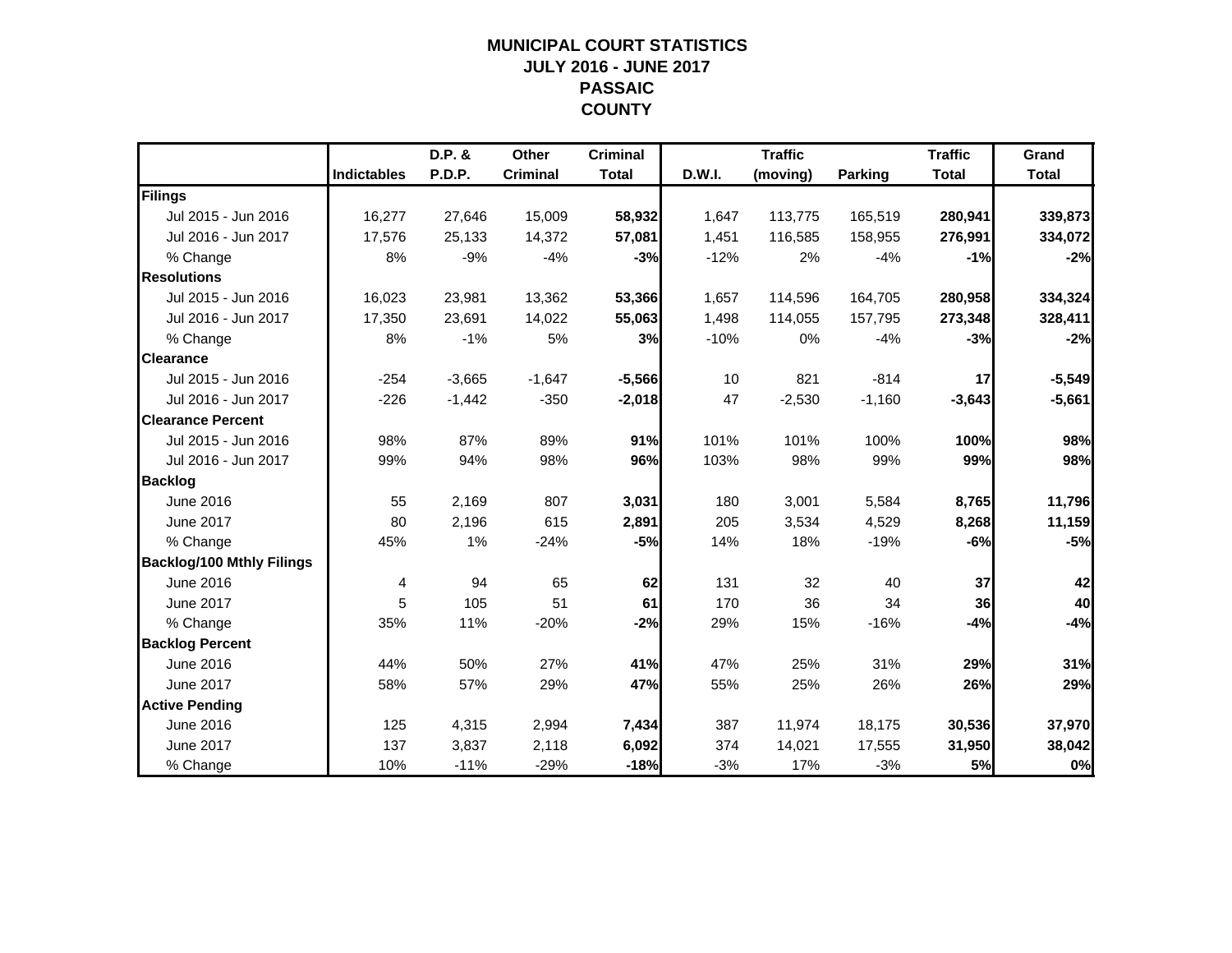# MUNICIPAL COURT STATISTICS
## JULY 2016 - JUNE 2017
## PASSAIC
## COUNTY

| | Indictables | D.P. & P.D.P. | Other Criminal | Criminal Total | D.W.I. | Traffic (moving) | Parking | Traffic Total | Grand Total |
|---|---|---|---|---|---|---|---|---|---|
| **Filings** | | | | | | | | | |
| Jul 2015 - Jun 2016 | 16,277 | 27,646 | 15,009 | **58,932** | 1,647 | 113,775 | 165,519 | **280,941** | **339,873** |
| Jul 2016 - Jun 2017 | 17,576 | 25,133 | 14,372 | **57,081** | 1,451 | 116,585 | 158,955 | **276,991** | **334,072** |
| % Change | 8% | -9% | -4% | **-3%** | -12% | 2% | -4% | **-1%** | **-2%** |
| **Resolutions** | | | | | | | | | |
| Jul 2015 - Jun 2016 | 16,023 | 23,981 | 13,362 | **53,366** | 1,657 | 114,596 | 164,705 | **280,958** | **334,324** |
| Jul 2016 - Jun 2017 | 17,350 | 23,691 | 14,022 | **55,063** | 1,498 | 114,055 | 157,795 | **273,348** | **328,411** |
| % Change | 8% | -1% | 5% | **3%** | -10% | 0% | -4% | **-3%** | **-2%** |
| **Clearance** | | | | | | | | | |
| Jul 2015 - Jun 2016 | -254 | -3,665 | -1,647 | **-5,566** | 10 | 821 | -814 | **17** | **-5,549** |
| Jul 2016 - Jun 2017 | -226 | -1,442 | -350 | **-2,018** | 47 | -2,530 | -1,160 | **-3,643** | **-5,661** |
| **Clearance Percent** | | | | | | | | | |
| Jul 2015 - Jun 2016 | 98% | 87% | 89% | **91%** | 101% | 101% | 100% | **100%** | **98%** |
| Jul 2016 - Jun 2017 | 99% | 94% | 98% | **96%** | 103% | 98% | 99% | **99%** | **98%** |
| **Backlog** | | | | | | | | | |
| June 2016 | 55 | 2,169 | 807 | **3,031** | 180 | 3,001 | 5,584 | **8,765** | **11,796** |
| June 2017 | 80 | 2,196 | 615 | **2,891** | 205 | 3,534 | 4,529 | **8,268** | **11,159** |
| % Change | 45% | 1% | -24% | **-5%** | 14% | 18% | -19% | **-6%** | **-5%** |
| **Backlog/100 Mthly Filings** | | | | | | | | | |
| June 2016 | 4 | 94 | 65 | **62** | 131 | 32 | 40 | **37** | **42** |
| June 2017 | 5 | 105 | 51 | **61** | 170 | 36 | 34 | **36** | **40** |
| % Change | 35% | 11% | -20% | **-2%** | 29% | 15% | -16% | **-4%** | **-4%** |
| **Backlog Percent** | | | | | | | | | |
| June 2016 | 44% | 50% | 27% | **41%** | 47% | 25% | 31% | **29%** | **31%** |
| June 2017 | 58% | 57% | 29% | **47%** | 55% | 25% | 26% | **26%** | **29%** |
| **Active Pending** | | | | | | | | | |
| June 2016 | 125 | 4,315 | 2,994 | **7,434** | 387 | 11,974 | 18,175 | **30,536** | **37,970** |
| June 2017 | 137 | 3,837 | 2,118 | **6,092** | 374 | 14,021 | 17,555 | **31,950** | **38,042** |
| % Change | 10% | -11% | -29% | **-18%** | -3% | 17% | -3% | **5%** | **0%** |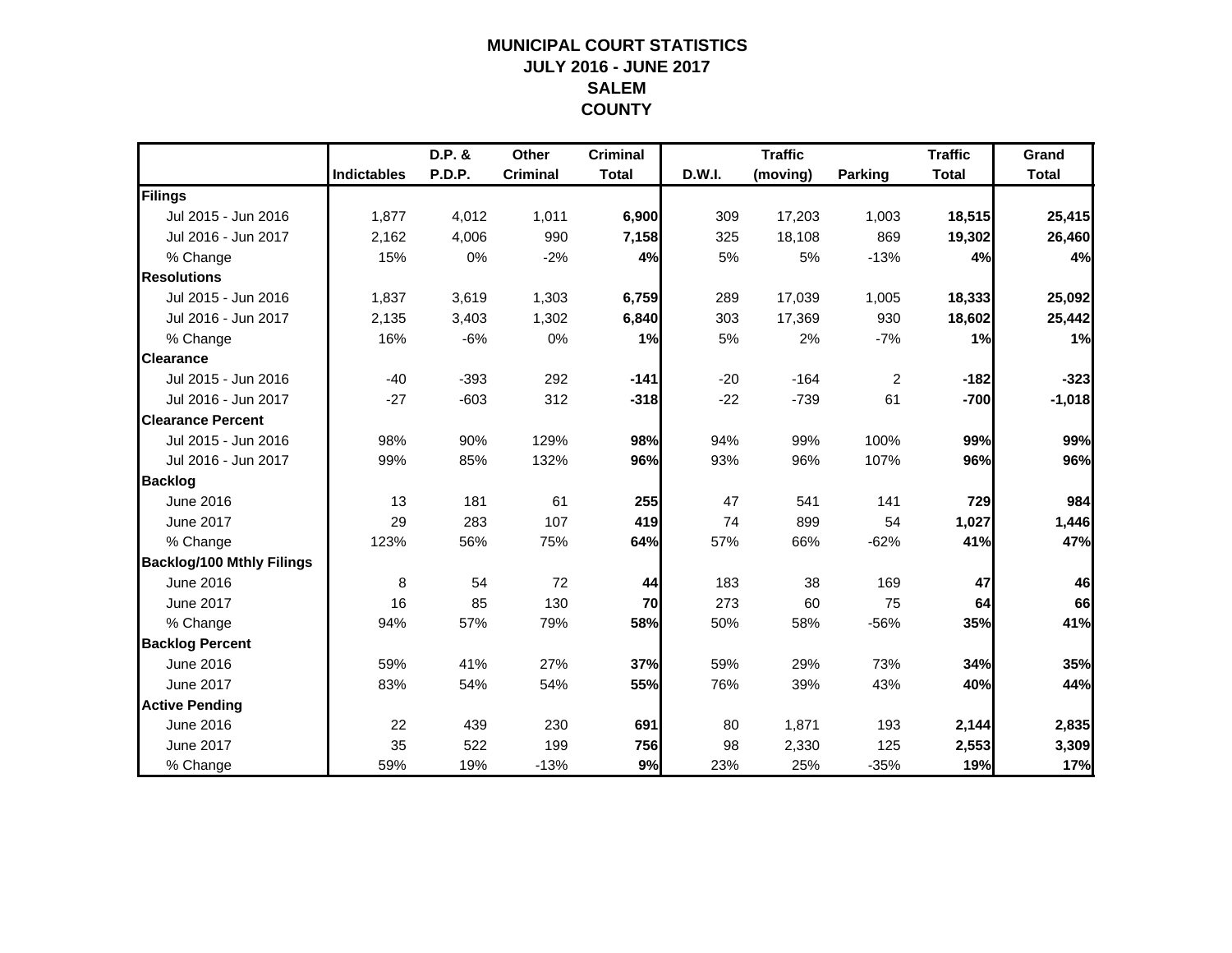# MUNICIPAL COURT STATISTICS
## JULY 2016 - JUNE 2017
## SALEM
## COUNTY

| | Indictables | D.P. & P.D.P. | Other Criminal | Criminal Total | D.W.I. | Traffic (moving) | Parking | Traffic Total | Grand Total |
|---|---|---|---|---|---|---|---|---|---|
| **Filings** | | | | | | | | | |
| Jul 2015 - Jun 2016 | 1,877 | 4,012 | 1,011 | **6,900** | 309 | 17,203 | 1,003 | **18,515** | **25,415** |
| Jul 2016 - Jun 2017 | 2,162 | 4,006 | 990 | **7,158** | 325 | 18,108 | 869 | **19,302** | **26,460** |
| % Change | 15% | 0% | -2% | **4%** | 5% | 5% | -13% | **4%** | **4%** |
| **Resolutions** | | | | | | | | | |
| Jul 2015 - Jun 2016 | 1,837 | 3,619 | 1,303 | **6,759** | 289 | 17,039 | 1,005 | **18,333** | **25,092** |
| Jul 2016 - Jun 2017 | 2,135 | 3,403 | 1,302 | **6,840** | 303 | 17,369 | 930 | **18,602** | **25,442** |
| % Change | 16% | -6% | 0% | **1%** | 5% | 2% | -7% | **1%** | **1%** |
| **Clearance** | | | | | | | | | |
| Jul 2015 - Jun 2016 | -40 | -393 | 292 | **-141** | -20 | -164 | 2 | **-182** | **-323** |
| Jul 2016 - Jun 2017 | -27 | -603 | 312 | **-318** | -22 | -739 | 61 | **-700** | **-1,018** |
| **Clearance Percent** | | | | | | | | | |
| Jul 2015 - Jun 2016 | 98% | 90% | 129% | **98%** | 94% | 99% | 100% | **99%** | **99%** |
| Jul 2016 - Jun 2017 | 99% | 85% | 132% | **96%** | 93% | 96% | 107% | **96%** | **96%** |
| **Backlog** | | | | | | | | | |
| June 2016 | 13 | 181 | 61 | **255** | 47 | 541 | 141 | **729** | **984** |
| June 2017 | 29 | 283 | 107 | **419** | 74 | 899 | 54 | **1,027** | **1,446** |
| % Change | 123% | 56% | 75% | **64%** | 57% | 66% | -62% | **41%** | **47%** |
| **Backlog/100 Mthly Filings** | | | | | | | | | |
| June 2016 | 8 | 54 | 72 | **44** | 183 | 38 | 169 | **47** | **46** |
| June 2017 | 16 | 85 | 130 | **70** | 273 | 60 | 75 | **64** | **66** |
| % Change | 94% | 57% | 79% | **58%** | 50% | 58% | -56% | **35%** | **41%** |
| **Backlog Percent** | | | | | | | | | |
| June 2016 | 59% | 41% | 27% | **37%** | 59% | 29% | 73% | **34%** | **35%** |
| June 2017 | 83% | 54% | 54% | **55%** | 76% | 39% | 43% | **40%** | **44%** |
| **Active Pending** | | | | | | | | | |
| June 2016 | 22 | 439 | 230 | **691** | 80 | 1,871 | 193 | **2,144** | **2,835** |
| June 2017 | 35 | 522 | 199 | **756** | 98 | 2,330 | 125 | **2,553** | **3,309** |
| % Change | 59% | 19% | -13% | **9%** | 23% | 25% | -35% | **19%** | **17%** |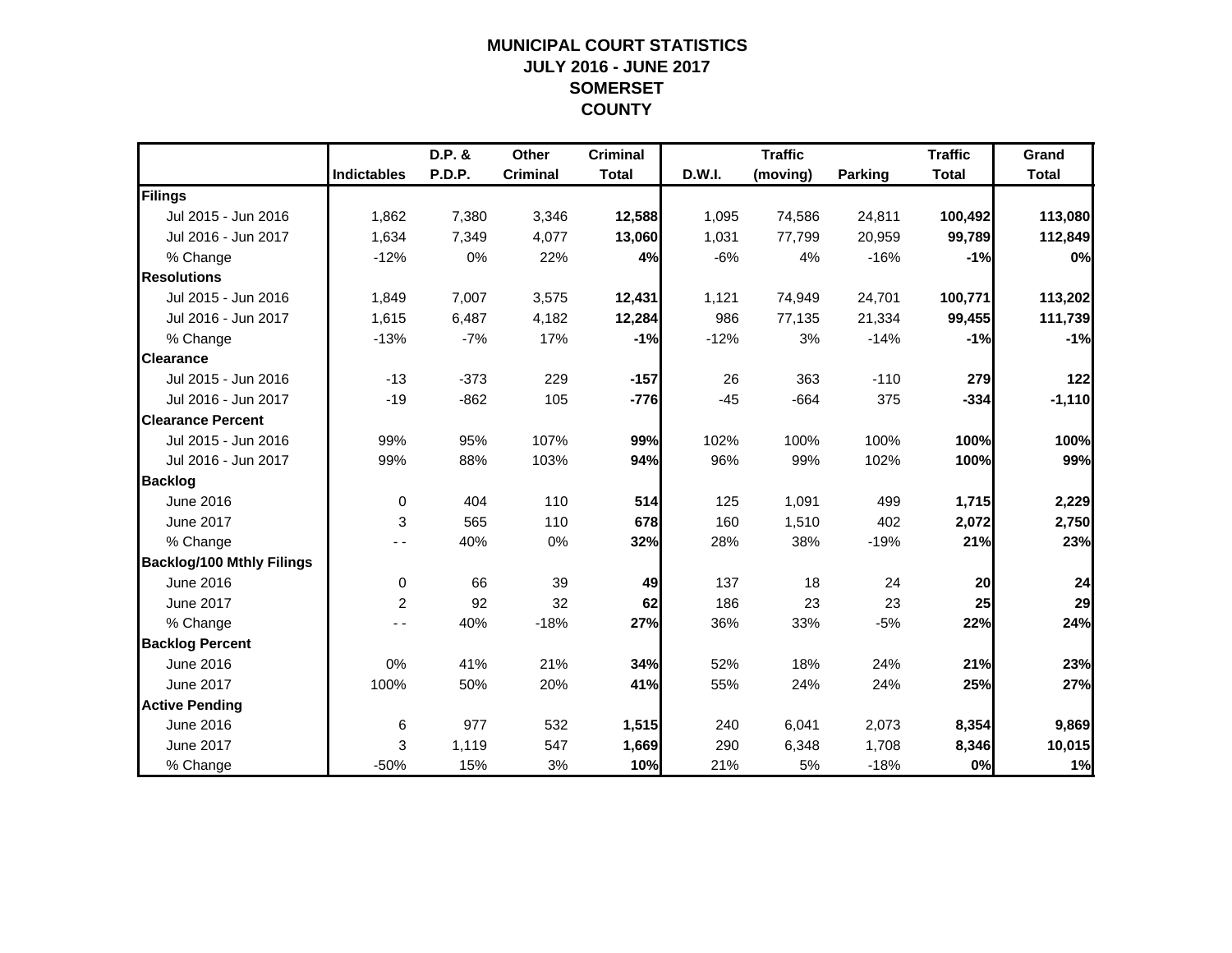# MUNICIPAL COURT STATISTICS
## JULY 2016 - JUNE 2017
## SOMERSET COUNTY

| | Indictables | D.P. & P.D.P. | Other Criminal | Criminal Total | D.W.I. | Traffic (moving) | Parking | Traffic Total | Grand Total |
|---|---|---|---|---|---|---|---|---|---|
| **Filings** | | | | | | | | | |
| Jul 2015 - Jun 2016 | 1,862 | 7,380 | 3,346 | **12,588** | 1,095 | 74,586 | 24,811 | **100,492** | **113,080** |
| Jul 2016 - Jun 2017 | 1,634 | 7,349 | 4,077 | **13,060** | 1,031 | 77,799 | 20,959 | **99,789** | **112,849** |
| % Change | -12% | 0% | 22% | **4%** | -6% | 4% | -16% | **-1%** | **0%** |
| **Resolutions** | | | | | | | | | |
| Jul 2015 - Jun 2016 | 1,849 | 7,007 | 3,575 | **12,431** | 1,121 | 74,949 | 24,701 | **100,771** | **113,202** |
| Jul 2016 - Jun 2017 | 1,615 | 6,487 | 4,182 | **12,284** | 986 | 77,135 | 21,334 | **99,455** | **111,739** |
| % Change | -13% | -7% | 17% | **-1%** | -12% | 3% | -14% | **-1%** | **-1%** |
| **Clearance** | | | | | | | | | |
| Jul 2015 - Jun 2016 | -13 | -373 | 229 | **-157** | 26 | 363 | -110 | **279** | **122** |
| Jul 2016 - Jun 2017 | -19 | -862 | 105 | **-776** | -45 | -664 | 375 | **-334** | **-1,110** |
| **Clearance Percent** | | | | | | | | | |
| Jul 2015 - Jun 2016 | 99% | 95% | 107% | **99%** | 102% | 100% | 100% | **100%** | **100%** |
| Jul 2016 - Jun 2017 | 99% | 88% | 103% | **94%** | 96% | 99% | 102% | **100%** | **99%** |
| **Backlog** | | | | | | | | | |
| June 2016 | 0 | 404 | 110 | **514** | 125 | 1,091 | 499 | **1,715** | **2,229** |
| June 2017 | 3 | 565 | 110 | **678** | 160 | 1,510 | 402 | **2,072** | **2,750** |
| % Change | - - | 40% | 0% | **32%** | 28% | 38% | -19% | **21%** | **23%** |
| **Backlog/100 Mthly Filings** | | | | | | | | | |
| June 2016 | 0 | 66 | 39 | **49** | 137 | 18 | 24 | **20** | **24** |
| June 2017 | 2 | 92 | 32 | **62** | 186 | 23 | 23 | **25** | **29** |
| % Change | - - | 40% | -18% | **27%** | 36% | 33% | -5% | **22%** | **24%** |
| **Backlog Percent** | | | | | | | | | |
| June 2016 | 0% | 41% | 21% | **34%** | 52% | 18% | 24% | **21%** | **23%** |
| June 2017 | 100% | 50% | 20% | **41%** | 55% | 24% | 24% | **25%** | **27%** |
| **Active Pending** | | | | | | | | | |
| June 2016 | 6 | 977 | 532 | **1,515** | 240 | 6,041 | 2,073 | **8,354** | **9,869** |
| June 2017 | 3 | 1,119 | 547 | **1,669** | 290 | 6,348 | 1,708 | **8,346** | **10,015** |
| % Change | -50% | 15% | 3% | **10%** | 21% | 5% | -18% | **0%** | **1%** |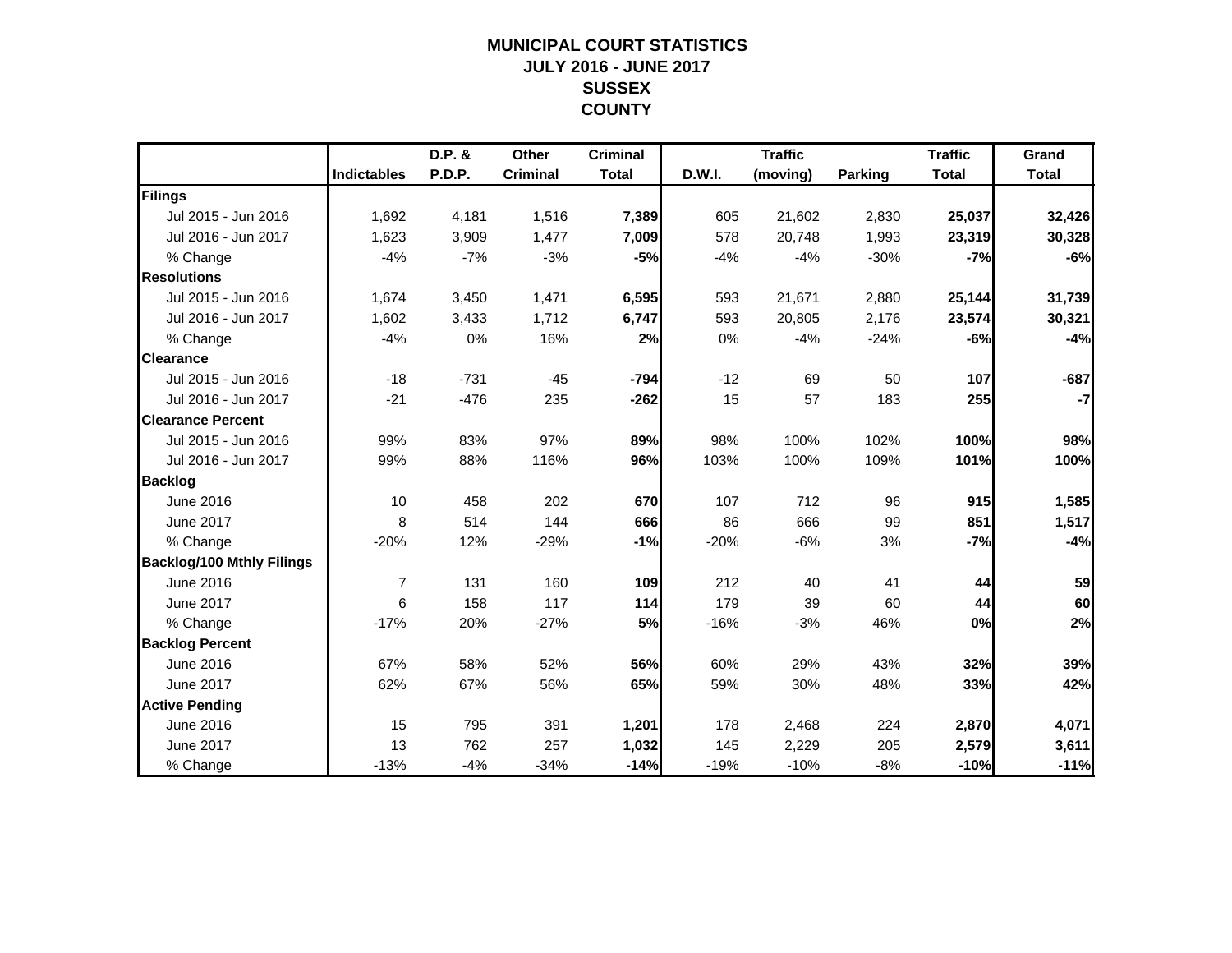# MUNICIPAL COURT STATISTICS
## JULY 2016 - JUNE 2017
## SUSSEX
## COUNTY

| | Indictables | D.P. & P.D.P. | Other Criminal | Criminal Total | D.W.I. | Traffic (moving) | Parking | Traffic Total | Grand Total |
|---|---|---|---|---|---|---|---|---|---|
| **Filings** | | | | | | | | | |
| Jul 2015 - Jun 2016 | 1,692 | 4,181 | 1,516 | **7,389** | 605 | 21,602 | 2,830 | **25,037** | **32,426** |
| Jul 2016 - Jun 2017 | 1,623 | 3,909 | 1,477 | **7,009** | 578 | 20,748 | 1,993 | **23,319** | **30,328** |
| % Change | -4% | -7% | -3% | **-5%** | -4% | -4% | -30% | **-7%** | **-6%** |
| **Resolutions** | | | | | | | | | |
| Jul 2015 - Jun 2016 | 1,674 | 3,450 | 1,471 | **6,595** | 593 | 21,671 | 2,880 | **25,144** | **31,739** |
| Jul 2016 - Jun 2017 | 1,602 | 3,433 | 1,712 | **6,747** | 593 | 20,805 | 2,176 | **23,574** | **30,321** |
| % Change | -4% | 0% | 16% | **2%** | 0% | -4% | -24% | **-6%** | **-4%** |
| **Clearance** | | | | | | | | | |
| Jul 2015 - Jun 2016 | -18 | -731 | -45 | **-794** | -12 | 69 | 50 | **107** | **-687** |
| Jul 2016 - Jun 2017 | -21 | -476 | 235 | **-262** | 15 | 57 | 183 | **255** | **-7** |
| **Clearance Percent** | | | | | | | | | |
| Jul 2015 - Jun 2016 | 99% | 83% | 97% | **89%** | 98% | 100% | 102% | **100%** | **98%** |
| Jul 2016 - Jun 2017 | 99% | 88% | 116% | **96%** | 103% | 100% | 109% | **101%** | **100%** |
| **Backlog** | | | | | | | | | |
| June 2016 | 10 | 458 | 202 | **670** | 107 | 712 | 96 | **915** | **1,585** |
| June 2017 | 8 | 514 | 144 | **666** | 86 | 666 | 99 | **851** | **1,517** |
| % Change | -20% | 12% | -29% | **-1%** | -20% | -6% | 3% | **-7%** | **-4%** |
| **Backlog/100 Mthly Filings** | | | | | | | | | |
| June 2016 | 7 | 131 | 160 | **109** | 212 | 40 | 41 | **44** | **59** |
| June 2017 | 6 | 158 | 117 | **114** | 179 | 39 | 60 | **44** | **60** |
| % Change | -17% | 20% | -27% | **5%** | -16% | -3% | 46% | **0%** | **2%** |
| **Backlog Percent** | | | | | | | | | |
| June 2016 | 67% | 58% | 52% | **56%** | 60% | 29% | 43% | **32%** | **39%** |
| June 2017 | 62% | 67% | 56% | **65%** | 59% | 30% | 48% | **33%** | **42%** |
| **Active Pending** | | | | | | | | | |
| June 2016 | 15 | 795 | 391 | **1,201** | 178 | 2,468 | 224 | **2,870** | **4,071** |
| June 2017 | 13 | 762 | 257 | **1,032** | 145 | 2,229 | 205 | **2,579** | **3,611** |
| % Change | -13% | -4% | -34% | **-14%** | -19% | -10% | -8% | **-10%** | **-11%** |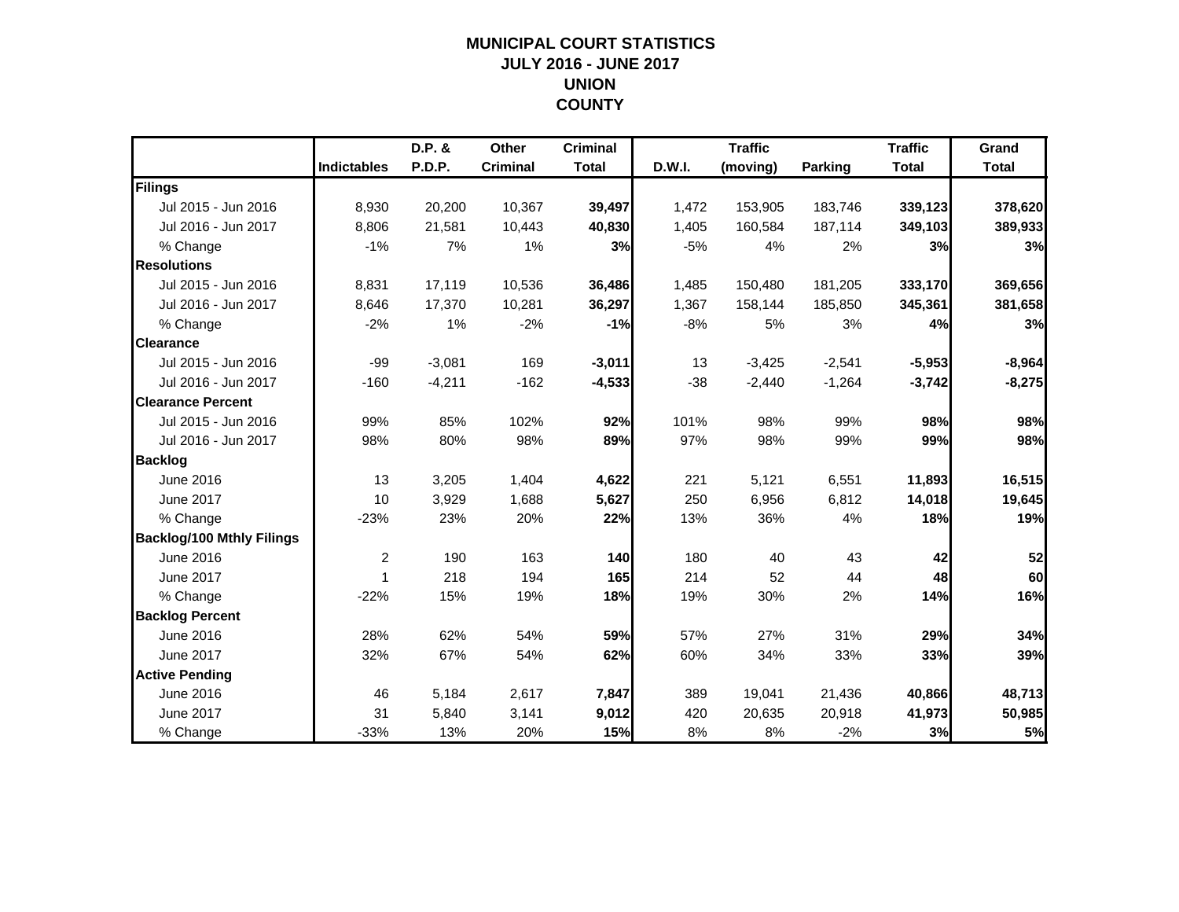# MUNICIPAL COURT STATISTICS
## JULY 2016 - JUNE 2017
## UNION
## COUNTY

| | Indictables | D.P. & P.D.P. | Other Criminal | Criminal Total | D.W.I. | Traffic (moving) | Parking | Traffic Total | Grand Total |
|---|---|---|---|---|---|---|---|---|---|
| **Filings** | | | | | | | | | |
| Jul 2015 - Jun 2016 | 8,930 | 20,200 | 10,367 | **39,497** | 1,472 | 153,905 | 183,746 | **339,123** | **378,620** |
| Jul 2016 - Jun 2017 | 8,806 | 21,581 | 10,443 | **40,830** | 1,405 | 160,584 | 187,114 | **349,103** | **389,933** |
| % Change | -1% | 7% | 1% | **3%** | -5% | 4% | 2% | **3%** | **3%** |
| **Resolutions** | | | | | | | | | |
| Jul 2015 - Jun 2016 | 8,831 | 17,119 | 10,536 | **36,486** | 1,485 | 150,480 | 181,205 | **333,170** | **369,656** |
| Jul 2016 - Jun 2017 | 8,646 | 17,370 | 10,281 | **36,297** | 1,367 | 158,144 | 185,850 | **345,361** | **381,658** |
| % Change | -2% | 1% | -2% | **-1%** | -8% | 5% | 3% | **4%** | **3%** |
| **Clearance** | | | | | | | | | |
| Jul 2015 - Jun 2016 | -99 | -3,081 | 169 | **-3,011** | 13 | -3,425 | -2,541 | **-5,953** | **-8,964** |
| Jul 2016 - Jun 2017 | -160 | -4,211 | -162 | **-4,533** | -38 | -2,440 | -1,264 | **-3,742** | **-8,275** |
| **Clearance Percent** | | | | | | | | | |
| Jul 2015 - Jun 2016 | 99% | 85% | 102% | **92%** | 101% | 98% | 99% | **98%** | **98%** |
| Jul 2016 - Jun 2017 | 98% | 80% | 98% | **89%** | 97% | 98% | 99% | **99%** | **98%** |
| **Backlog** | | | | | | | | | |
| June 2016 | 13 | 3,205 | 1,404 | **4,622** | 221 | 5,121 | 6,551 | **11,893** | **16,515** |
| June 2017 | 10 | 3,929 | 1,688 | **5,627** | 250 | 6,956 | 6,812 | **14,018** | **19,645** |
| % Change | -23% | 23% | 20% | **22%** | 13% | 36% | 4% | **18%** | **19%** |
| **Backlog/100 Mthly Filings** | | | | | | | | | |
| June 2016 | 2 | 190 | 163 | **140** | 180 | 40 | 43 | **42** | **52** |
| June 2017 | 1 | 218 | 194 | **165** | 214 | 52 | 44 | **48** | **60** |
| % Change | -22% | 15% | 19% | **18%** | 19% | 30% | 2% | **14%** | **16%** |
| **Backlog Percent** | | | | | | | | | |
| June 2016 | 28% | 62% | 54% | **59%** | 57% | 27% | 31% | **29%** | **34%** |
| June 2017 | 32% | 67% | 54% | **62%** | 60% | 34% | 33% | **33%** | **39%** |
| **Active Pending** | | | | | | | | | |
| June 2016 | 46 | 5,184 | 2,617 | **7,847** | 389 | 19,041 | 21,436 | **40,866** | **48,713** |
| June 2017 | 31 | 5,840 | 3,141 | **9,012** | 420 | 20,635 | 20,918 | **41,973** | **50,985** |
| % Change | -33% | 13% | 20% | **15%** | 8% | 8% | -2% | **3%** | **5%** |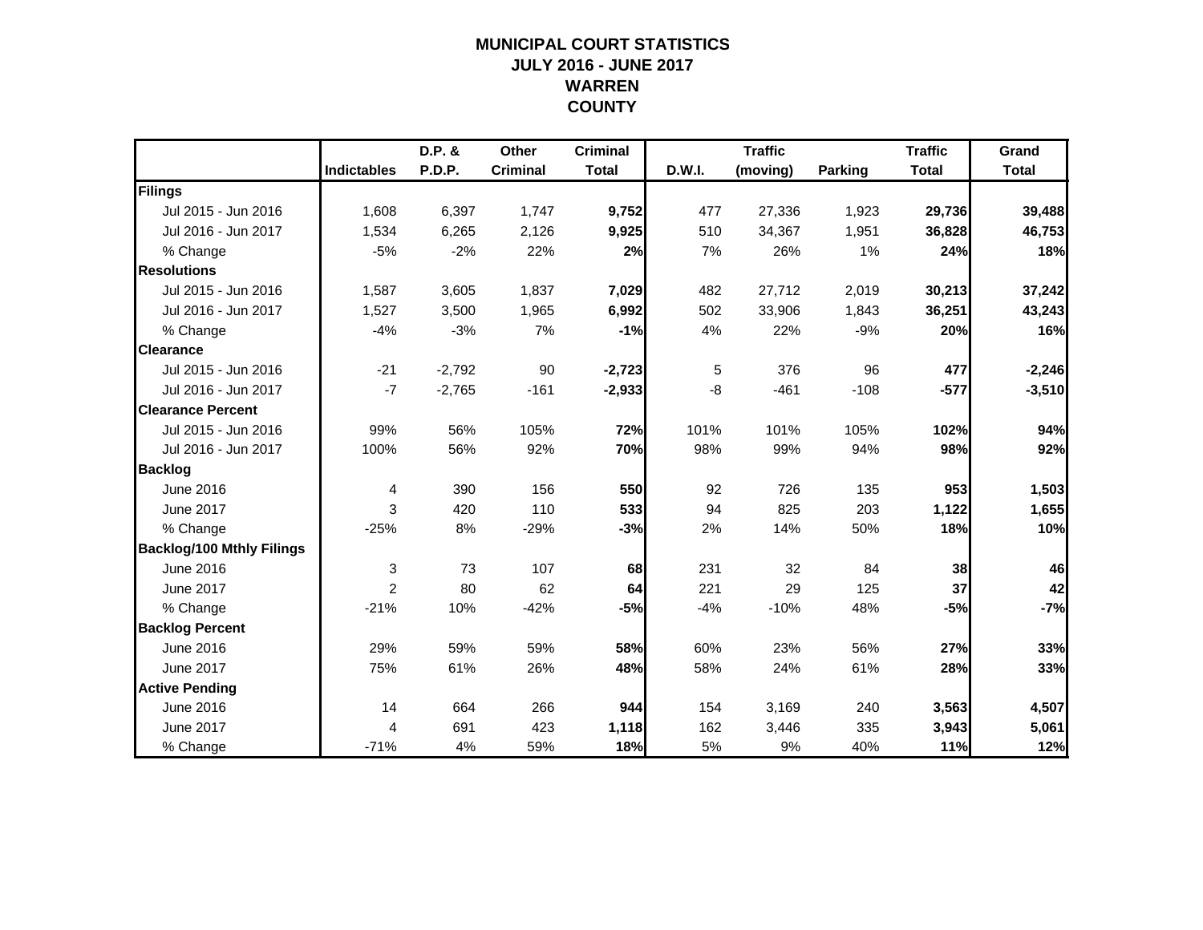# MUNICIPAL COURT STATISTICS
## JULY 2016 - JUNE 2017
## WARREN
## COUNTY

| | Indictables | D.P. & P.D.P. | Other Criminal | Criminal Total | D.W.I. | Traffic (moving) | Parking | Traffic Total | Grand Total |
|---|---|---|---|---|---|---|---|---|---|
| **Filings** | | | | | | | | | |
| Jul 2015 - Jun 2016 | 1,608 | 6,397 | 1,747 | **9,752** | 477 | 27,336 | 1,923 | **29,736** | **39,488** |
| Jul 2016 - Jun 2017 | 1,534 | 6,265 | 2,126 | **9,925** | 510 | 34,367 | 1,951 | **36,828** | **46,753** |
| % Change | -5% | -2% | 22% | **2%** | 7% | 26% | 1% | **24%** | **18%** |
| **Resolutions** | | | | | | | | | |
| Jul 2015 - Jun 2016 | 1,587 | 3,605 | 1,837 | **7,029** | 482 | 27,712 | 2,019 | **30,213** | **37,242** |
| Jul 2016 - Jun 2017 | 1,527 | 3,500 | 1,965 | **6,992** | 502 | 33,906 | 1,843 | **36,251** | **43,243** |
| % Change | -4% | -3% | 7% | **-1%** | 4% | 22% | -9% | **20%** | **16%** |
| **Clearance** | | | | | | | | | |
| Jul 2015 - Jun 2016 | -21 | -2,792 | 90 | **-2,723** | 5 | 376 | 96 | **477** | **-2,246** |
| Jul 2016 - Jun 2017 | -7 | -2,765 | -161 | **-2,933** | -8 | -461 | -108 | **-577** | **-3,510** |
| **Clearance Percent** | | | | | | | | | |
| Jul 2015 - Jun 2016 | 99% | 56% | 105% | **72%** | 101% | 101% | 105% | **102%** | **94%** |
| Jul 2016 - Jun 2017 | 100% | 56% | 92% | **70%** | 98% | 99% | 94% | **98%** | **92%** |
| **Backlog** | | | | | | | | | |
| June 2016 | 4 | 390 | 156 | **550** | 92 | 726 | 135 | **953** | **1,503** |
| June 2017 | 3 | 420 | 110 | **533** | 94 | 825 | 203 | **1,122** | **1,655** |
| % Change | -25% | 8% | -29% | **-3%** | 2% | 14% | 50% | **18%** | **10%** |
| **Backlog/100 Mthly Filings** | | | | | | | | | |
| June 2016 | 3 | 73 | 107 | **68** | 231 | 32 | 84 | **38** | **46** |
| June 2017 | 2 | 80 | 62 | **64** | 221 | 29 | 125 | **37** | **42** |
| % Change | -21% | 10% | -42% | **-5%** | -4% | -10% | 48% | **-5%** | **-7%** |
| **Backlog Percent** | | | | | | | | | |
| June 2016 | 29% | 59% | 59% | **58%** | 60% | 23% | 56% | **27%** | **33%** |
| June 2017 | 75% | 61% | 26% | **48%** | 58% | 24% | 61% | **28%** | **33%** |
| **Active Pending** | | | | | | | | | |
| June 2016 | 14 | 664 | 266 | **944** | 154 | 3,169 | 240 | **3,563** | **4,507** |
| June 2017 | 4 | 691 | 423 | **1,118** | 162 | 3,446 | 335 | **3,943** | **5,061** |
| % Change | -71% | 4% | 59% | **18%** | 5% | 9% | 40% | **11%** | **12%** |